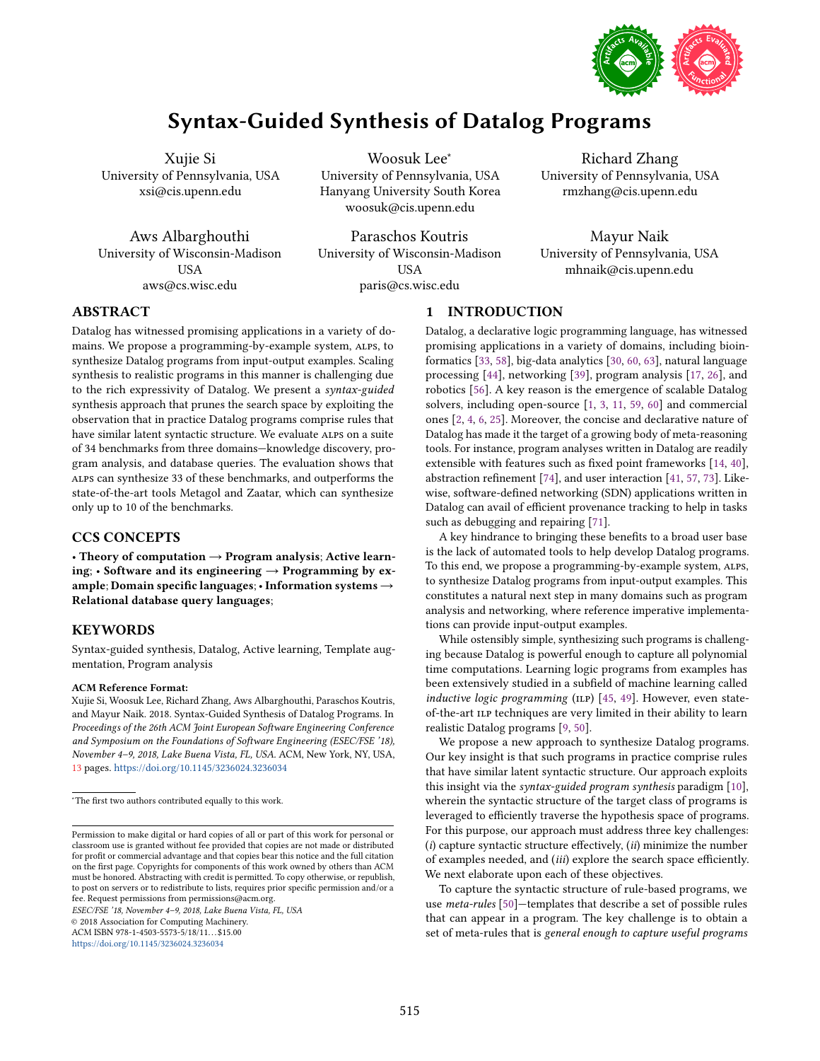# Syntax-Guided Synthesis of Datalog Programs

Xujie Si
University of Pennsylvania, USA
xsi@cis.upenn.edu

Woosuk Lee*
University of Pennsylvania, USA
Hanyang University South Korea
woosuk@cis.upenn.edu

Richard Zhang
University of Pennsylvania, USA
rmzhang@cis.upenn.edu

Aws Albarghouthi
University of Wisconsin-Madison
USA
aws@cs.wisc.edu

Paraschos Koutris
University of Wisconsin-Madison
USA
paris@cs.wisc.edu

Mayur Naik
University of Pennsylvania, USA
mhnaik@cis.upenn.edu

## ABSTRACT

Datalog has witnessed promising applications in a variety of domains. We propose a programming-by-example system, ALPS, to synthesize Datalog programs from input-output examples. Scaling synthesis to realistic programs in this manner is challenging due to the rich expressivity of Datalog. We present a *syntax-guided* synthesis approach that prunes the search space by exploiting the observation that in practice Datalog programs comprise rules that have similar latent syntactic structure. We evaluate ALPS on a suite of 34 benchmarks from three domains—knowledge discovery, program analysis, and database queries. The evaluation shows that ALPS can synthesize 33 of these benchmarks, and outperforms the state-of-the-art tools Metagol and Zaatar, which can synthesize only up to 10 of the benchmarks.

## CCS CONCEPTS

**• Theory of computation → Program analysis**; **Active learning**; **• Software and its engineering → Programming by example**; **Domain specific languages**; **• Information systems → Relational database query languages**;

## KEYWORDS

Syntax-guided synthesis, Datalog, Active learning, Template augmentation, Program analysis

**ACM Reference Format:**
Xujie Si, Woosuk Lee, Richard Zhang, Aws Albarghouthi, Paraschos Koutris, and Mayur Naik. 2018. Syntax-Guided Synthesis of Datalog Programs. In *Proceedings of the 26th ACM Joint European Software Engineering Conference and Symposium on the Foundations of Software Engineering (ESEC/FSE '18), November 4–9, 2018, Lake Buena Vista, FL, USA.* ACM, New York, NY, USA, 13 pages. https://doi.org/10.1145/3236024.3236034

*The first two authors contributed equally to this work.

Permission to make digital or hard copies of all or part of this work for personal or classroom use is granted without fee provided that copies are not made or distributed for profit or commercial advantage and that copies bear this notice and the full citation on the first page. Copyrights for components of this work owned by others than ACM must be honored. Abstracting with credit is permitted. To copy otherwise, or republish, to post on servers or to redistribute to lists, requires prior specific permission and/or a fee. Request permissions from permissions@acm.org.
*ESEC/FSE '18, November 4–9, 2018, Lake Buena Vista, FL, USA*
© 2018 Association for Computing Machinery.
ACM ISBN 978-1-4503-5573-5/18/11...$15.00
https://doi.org/10.1145/3236024.3236034

## 1 INTRODUCTION

Datalog, a declarative logic programming language, has witnessed promising applications in a variety of domains, including bioinformatics [33, 58], big-data analytics [30, 60, 63], natural language processing [44], networking [39], program analysis [17, 26], and robotics [56]. A key reason is the emergence of scalable Datalog solvers, including open-source [1, 3, 11, 59, 60] and commercial ones [2, 4, 6, 25]. Moreover, the concise and declarative nature of Datalog has made it the target of a growing body of meta-reasoning tools. For instance, program analyses written in Datalog are readily extensible with features such as fixed point frameworks [14, 40], abstraction refinement [74], and user interaction [41, 57, 73]. Likewise, software-defined networking (SDN) applications written in Datalog can avail of efficient provenance tracking to help in tasks such as debugging and repairing [71].

A key hindrance to bringing these benefits to a broad user base is the lack of automated tools to help develop Datalog programs. To this end, we propose a programming-by-example system, ALPS, to synthesize Datalog programs from input-output examples. This constitutes a natural next step in many domains such as program analysis and networking, where reference imperative implementations can provide input-output examples.

While ostensibly simple, synthesizing such programs is challenging because Datalog is powerful enough to capture all polynomial time computations. Learning logic programs from examples has been extensively studied in a subfield of machine learning called *inductive logic programming* (ILP) [45, 49]. However, even state-of-the-art ILP techniques are very limited in their ability to learn realistic Datalog programs [9, 50].

We propose a new approach to synthesize Datalog programs. Our key insight is that such programs in practice comprise rules that have similar latent syntactic structure. Our approach exploits this insight via the *syntax-guided program synthesis* paradigm [10], wherein the syntactic structure of the target class of programs is leveraged to efficiently traverse the hypothesis space of programs. For this purpose, our approach must address three key challenges: (*i*) capture syntactic structure effectively, (*ii*) minimize the number of examples needed, and (*iii*) explore the search space efficiently. We next elaborate upon each of these objectives.

To capture the syntactic structure of rule-based programs, we use *meta-rules* [50]—templates that describe a set of possible rules that can appear in a program. The key challenge is to obtain a set of meta-rules that is *general enough to capture useful programs*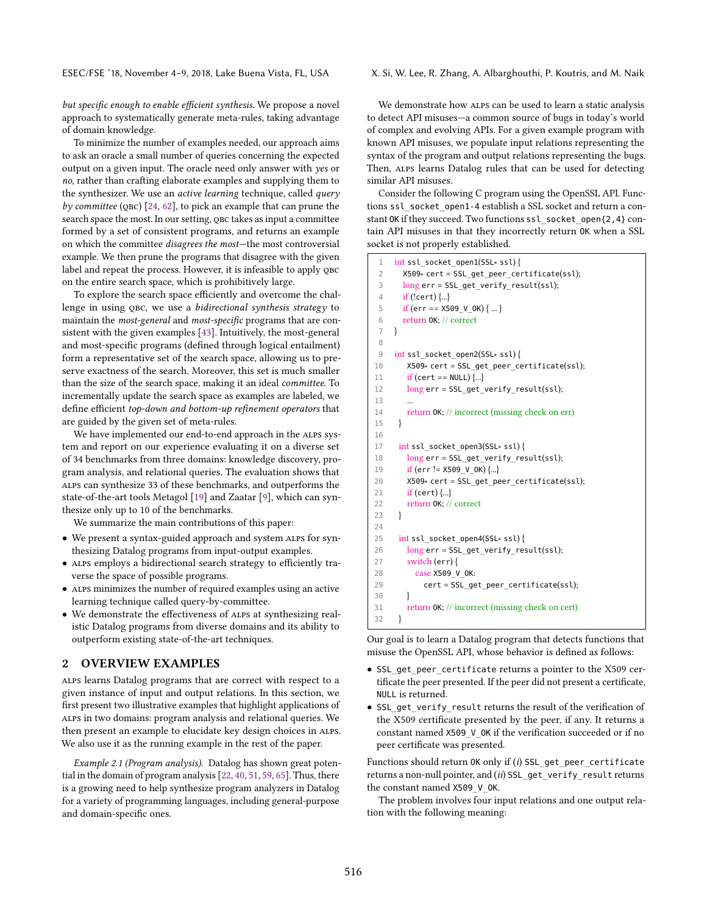*but specific enough to enable efficient synthesis*. We propose a novel approach to systematically generate meta-rules, taking advantage of domain knowledge.

To minimize the number of examples needed, our approach aims to ask an oracle a small number of queries concerning the expected output on a given input. The oracle need only answer with *yes* or *no*, rather than crafting elaborate examples and supplying them to the synthesizer. We use an *active learning* technique, called *query by committee* (QBC) [24, 62], to pick an example that can prune the search space the most. In our setting, QBC takes as input a committee formed by a set of consistent programs, and returns an example on which the committee *disagrees the most*—the most controversial example. We then prune the programs that disagree with the given label and repeat the process. However, it is infeasible to apply QBC on the entire search space, which is prohibitively large.

To explore the search space efficiently and overcome the challenge in using QBC, we use a *bidirectional synthesis strategy* to maintain the *most-general* and *most-specific* programs that are consistent with the given examples [43]. Intuitively, the most-general and most-specific programs (defined through logical entailment) form a representative set of the search space, allowing us to preserve exactness of the search. Moreover, this set is much smaller than the size of the search space, making it an ideal *committee*. To incrementally update the search space as examples are labeled, we define efficient *top-down and bottom-up refinement operators* that are guided by the given set of meta-rules.

We have implemented our end-to-end approach in the ALPS system and report on our experience evaluating it on a diverse set of 34 benchmarks from three domains: knowledge discovery, program analysis, and relational queries. The evaluation shows that ALPS can synthesize 33 of these benchmarks, and outperforms the state-of-the-art tools Metagol [19] and Zaatar [9], which can synthesize only up to 10 of the benchmarks.

We summarize the main contributions of this paper:

- We present a syntax-guided approach and system ALPS for synthesizing Datalog programs from input-output examples.
- ALPS employs a bidirectional search strategy to efficiently traverse the space of possible programs.
- ALPS minimizes the number of required examples using an active learning technique called query-by-committee.
- We demonstrate the effectiveness of ALPS at synthesizing realistic Datalog programs from diverse domains and its ability to outperform existing state-of-the-art techniques.

## 2 OVERVIEW EXAMPLES

ALPS learns Datalog programs that are correct with respect to a given instance of input and output relations. In this section, we first present two illustrative examples that highlight applications of ALPS in two domains: program analysis and relational queries. We then present an example to elucidate key design choices in ALPS. We also use it as the running example in the rest of the paper.

*Example 2.1 (Program analysis).* Datalog has shown great potential in the domain of program analysis [22, 40, 51, 59, 65]. Thus, there is a growing need to help synthesize program analyzers in Datalog for a variety of programming languages, including general-purpose and domain-specific ones.

We demonstrate how ALPS can be used to learn a static analysis to detect API misuses—a common source of bugs in today's world of complex and evolving APIs. For a given example program with known API misuses, we populate input relations representing the syntax of the program and output relations representing the bugs. Then, ALPS learns Datalog rules that can be used for detecting similar API misuses.

Consider the following C program using the OpenSSL API. Functions `ssl_socket_open1-4` establish a SSL socket and return a constant `OK` if they succeed. Two functions `ssl_socket_open{2,4}` contain API misuses in that they incorrectly return `OK` when a SSL socket is not properly established.

```
1   int ssl_socket_open1(SSL* ssl) {
2     X509* cert = SSL_get_peer_certificate(ssl);
3     long err = SSL_get_verify_result(ssl);
4     if (!cert) {...}
5     if (err == X509_V_OK) { ... }
6     return OK; // correct
7   }
8
9   int ssl_socket_open2(SSL* ssl) {
10     X509* cert = SSL_get_peer_certificate(ssl);
11     if (cert == NULL) {...}
12     long err = SSL_get_verify_result(ssl);
13     ...
14     return OK; // incorrect (missing check on err)
15   }
16
17   int ssl_socket_open3(SSL* ssl) {
18     long err = SSL_get_verify_result(ssl);
19     if (err != X509_V_OK) {...}
20     X509* cert = SSL_get_peer_certificate(ssl);
21     if (cert) {...}
22     return OK; // correct
23   }
24
25   int ssl_socket_open4(SSL* ssl) {
26     long err = SSL_get_verify_result(ssl);
27     switch (err) {
28       case X509_V_OK:
29         cert = SSL_get_peer_certificate(ssl);
30     }
31     return OK; // incorrect (missing check on cert)
32   }
```

Our goal is to learn a Datalog program that detects functions that misuse the OpenSSL API, whose behavior is defined as follows:

- `SSL_get_peer_certificate` returns a pointer to the X509 certificate the peer presented. If the peer did not present a certificate, `NULL` is returned.
- `SSL_get_verify_result` returns the result of the verification of the X509 certificate presented by the peer, if any. It returns a constant named `X509_V_OK` if the verification succeeded or if no peer certificate was presented.

Functions should return `OK` only if (*i*) `SSL_get_peer_certificate` returns a non-null pointer, and (*ii*) `SSL_get_verify_result` returns the constant named `X509_V_OK`.

The problem involves four input relations and one output relation with the following meaning: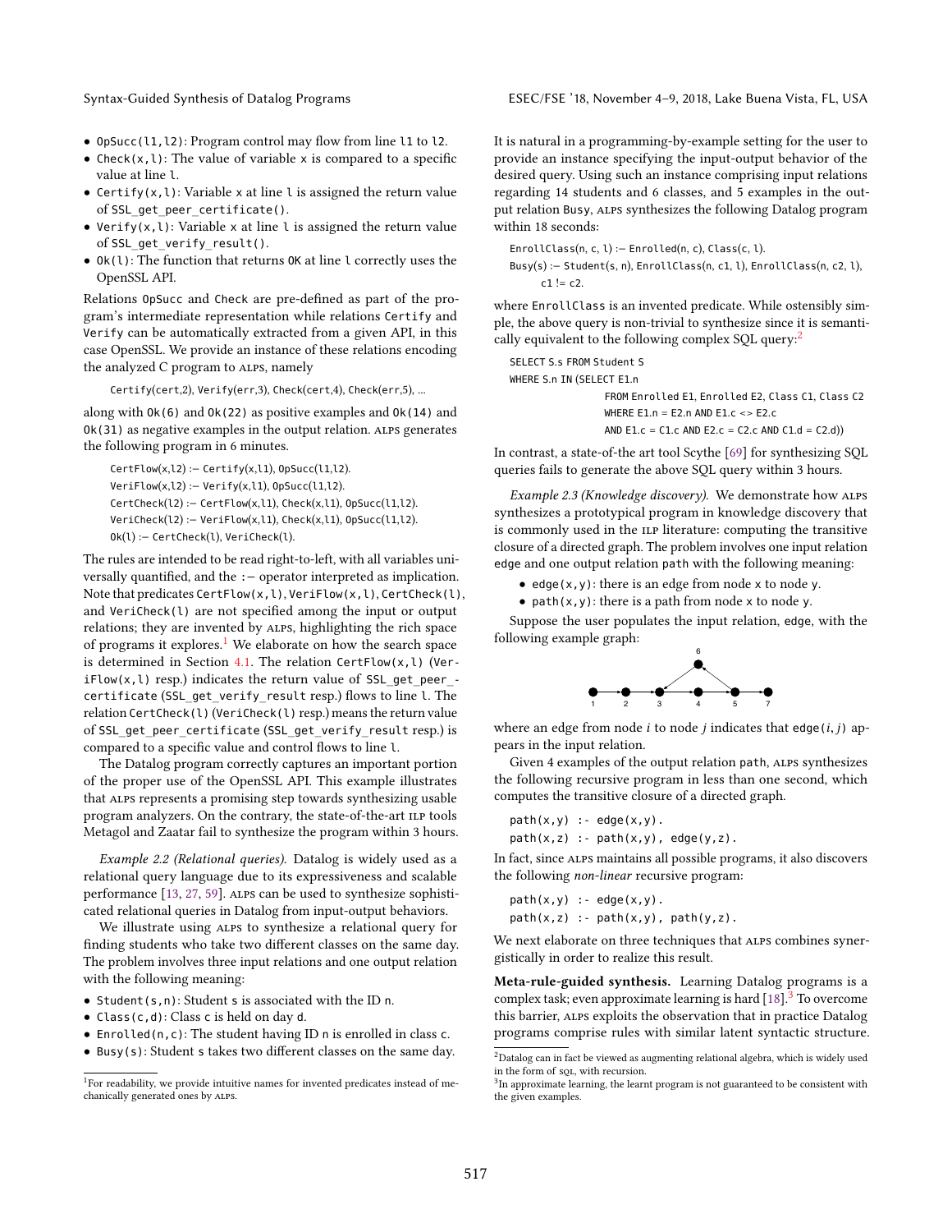- `OpSucc(l1,l2)`: Program control may flow from line `l1` to `l2`.
- `Check(x,l)`: The value of variable `x` is compared to a specific value at line `l`.
- `Certify(x,l)`: Variable `x` at line `l` is assigned the return value of `SSL_get_peer_certificate()`.
- `Verify(x,l)`: Variable `x` at line `l` is assigned the return value of `SSL_get_verify_result()`.
- `Ok(l)`: The function that returns `OK` at line `l` correctly uses the OpenSSL API.

Relations `OpSucc` and `Check` are pre-defined as part of the program's intermediate representation while relations `Certify` and `Verify` can be automatically extracted from a given API, in this case OpenSSL. We provide an instance of these relations encoding the analyzed C program to ALPS, namely

```
Certify(cert,2), Verify(err,3), Check(cert,4), Check(err,5), ...
```

along with `Ok(6)` and `Ok(22)` as positive examples and `Ok(14)` and `Ok(31)` as negative examples in the output relation. ALPS generates the following program in 6 minutes.

```
CertFlow(x,l2) :− Certify(x,l1), OpSucc(l1,l2).
VeriFlow(x,l2) :− Verify(x,l1), OpSucc(l1,l2).
CertCheck(l2) :− CertFlow(x,l1), Check(x,l1), OpSucc(l1,l2).
VeriCheck(l2) :− VeriFlow(x,l1), Check(x,l1), OpSucc(l1,l2).
Ok(l) :− CertCheck(l), VeriCheck(l).
```

The rules are intended to be read right-to-left, with all variables universally quantified, and the `:−` operator interpreted as implication. Note that predicates `CertFlow(x,l)`, `VeriFlow(x,l)`, `CertCheck(l)`, and `VeriCheck(l)` are not specified among the input or output relations; they are invented by ALPS, highlighting the rich space of programs it explores.[1] We elaborate on how the search space is determined in Section 4.1. The relation `CertFlow(x,l)` (`VeriFlow(x,l)` resp.) indicates the return value of `SSL_get_peer_certificate` (`SSL_get_verify_result` resp.) flows to line `l`. The relation `CertCheck(l)` (`VeriCheck(l)` resp.) means the return value of `SSL_get_peer_certificate` (`SSL_get_verify_result` resp.) is compared to a specific value and control flows to line `l`.

The Datalog program correctly captures an important portion of the proper use of the OpenSSL API. This example illustrates that ALPS represents a promising step towards synthesizing usable program analyzers. On the contrary, the state-of-the-art ILP tools Metagol and Zaatar fail to synthesize the program within 3 hours.

*Example 2.2 (Relational queries).* Datalog is widely used as a relational query language due to its expressiveness and scalable performance [13, 27, 59]. ALPS can be used to synthesize sophisticated relational queries in Datalog from input-output behaviors.

We illustrate using ALPS to synthesize a relational query for finding students who take two different classes on the same day. The problem involves three input relations and one output relation with the following meaning:

- `Student(s,n)`: Student `s` is associated with the ID `n`.
- `Class(c,d)`: Class `c` is held on day `d`.
- `Enrolled(n,c)`: The student having ID `n` is enrolled in class `c`.
- `Busy(s)`: Student `s` takes two different classes on the same day.

It is natural in a programming-by-example setting for the user to provide an instance specifying the input-output behavior of the desired query. Using such an instance comprising input relations regarding 14 students and 6 classes, and 5 examples in the output relation `Busy`, ALPS synthesizes the following Datalog program within 18 seconds:

```
EnrollClass(n, c, l) :− Enrolled(n, c), Class(c, l).
Busy(s) :− Student(s, n), EnrollClass(n, c1, l), EnrollClass(n, c2, l),
      c1 != c2.
```

where `EnrollClass` is an invented predicate. While ostensibly simple, the above query is non-trivial to synthesize since it is semantically equivalent to the following complex SQL query:[2]

```
SELECT S.s FROM Student S
WHERE S.n IN (SELECT E1.n
                FROM Enrolled E1, Enrolled E2, Class C1, Class C2
                WHERE E1.n = E2.n AND E1.c <> E2.c
                AND E1.c = C1.c AND E2.c = C2.c AND C1.d = C2.d))
```

In contrast, a state-of-the art tool Scythe [69] for synthesizing SQL queries fails to generate the above SQL query within 3 hours.

*Example 2.3 (Knowledge discovery).* We demonstrate how ALPS synthesizes a prototypical program in knowledge discovery that is commonly used in the ILP literature: computing the transitive closure of a directed graph. The problem involves one input relation `edge` and one output relation `path` with the following meaning:

- `edge(x,y)`: there is an edge from node `x` to node `y`.
- `path(x,y)`: there is a path from node `x` to node `y`.

Suppose the user populates the input relation, `edge`, with the following example graph:

where an edge from node $i$ to node $j$ indicates that `edge`$(i, j)$ appears in the input relation.

Given 4 examples of the output relation `path`, ALPS synthesizes the following recursive program in less than one second, which computes the transitive closure of a directed graph.

```
path(x,y) :- edge(x,y).
path(x,z) :- path(x,y), edge(y,z).
```

In fact, since ALPS maintains all possible programs, it also discovers the following *non-linear* recursive program:

```
path(x,y) :- edge(x,y).
path(x,z) :- path(x,y), path(y,z).
```

We next elaborate on three techniques that ALPS combines synergistically in order to realize this result.

**Meta-rule-guided synthesis.** Learning Datalog programs is a complex task; even approximate learning is hard [18].[3] To overcome this barrier, ALPS exploits the observation that in practice Datalog programs comprise rules with similar latent syntactic structure.

---

[1] For readability, we provide intuitive names for invented predicates instead of mechanically generated ones by ALPS.

[2] Datalog can in fact be viewed as augmenting relational algebra, which is widely used in the form of SQL, with recursion.

[3] In approximate learning, the learnt program is not guaranteed to be consistent with the given examples.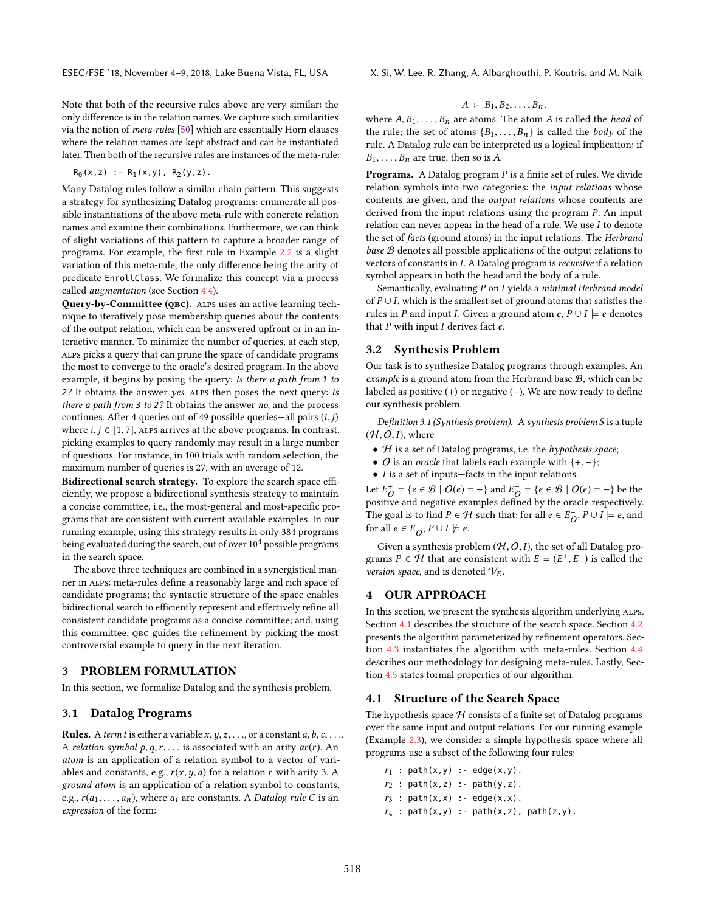Note that both of the recursive rules above are very similar: the only difference is in the relation names. We capture such similarities via the notion of *meta-rules* [50] which are essentially Horn clauses where the relation names are kept abstract and can be instantiated later. Then both of the recursive rules are instances of the meta-rule:

```
R0(x,z) :- R1(x,y), R2(y,z).
```

Many Datalog rules follow a similar chain pattern. This suggests a strategy for synthesizing Datalog programs: enumerate all possible instantiations of the above meta-rule with concrete relation names and examine their combinations. Furthermore, we can think of slight variations of this pattern to capture a broader range of programs. For example, the first rule in Example 2.2 is a slight variation of this meta-rule, the only difference being the arity of predicate `EnrollClass`. We formalize this concept via a process called *augmentation* (see Section 4.4).

**Query-by-Committee (QBC).** ALPS uses an active learning technique to iteratively pose membership queries about the contents of the output relation, which can be answered upfront or in an interactive manner. To minimize the number of queries, at each step, ALPS picks a query that can prune the space of candidate programs the most to converge to the oracle's desired program. In the above example, it begins by posing the query: *Is there a path from 1 to 2?* It obtains the answer *yes*. ALPS then poses the next query: *Is there a path from 3 to 2?* It obtains the answer *no*, and the process continues. After 4 queries out of 49 possible queries—all pairs $(i, j)$ where $i, j \in [1, 7]$, ALPS arrives at the above programs. In contrast, picking examples to query randomly may result in a large number of questions. For instance, in 100 trials with random selection, the maximum number of queries is 27, with an average of 12.

**Bidirectional search strategy.** To explore the search space efficiently, we propose a bidirectional synthesis strategy to maintain a concise committee, i.e., the most-general and most-specific programs that are consistent with current available examples. In our running example, using this strategy results in only 384 programs being evaluated during the search, out of over $10^4$ possible programs in the search space.

The above three techniques are combined in a synergistical manner in ALPS: meta-rules define a reasonably large and rich space of candidate programs; the syntactic structure of the space enables bidirectional search to efficiently represent and effectively refine all consistent candidate programs as a concise committee; and, using this committee, QBC guides the refinement by picking the most controversial example to query in the next iteration.

# 3 PROBLEM FORMULATION

In this section, we formalize Datalog and the synthesis problem.

## 3.1 Datalog Programs

**Rules.** A *term* $t$ is either a variable $x, y, z, \ldots$, or a constant $a, b, c, \ldots$. A *relation symbol* $p, q, r, \ldots$ is associated with an arity $ar(r)$. An *atom* is an application of a relation symbol to a vector of variables and constants, e.g., $r(x, y, a)$ for a relation $r$ with arity 3. A *ground atom* is an application of a relation symbol to constants, e.g., $r(a_1, \ldots, a_n)$, where $a_i$ are constants. A *Datalog rule* $C$ is an *expression* of the form:

$$A \text{ :- } B_1, B_2, \ldots, B_n.$$

where $A, B_1, \ldots, B_n$ are atoms. The atom $A$ is called the *head* of the rule; the set of atoms $\{B_1, \ldots, B_n\}$ is called the *body* of the rule. A Datalog rule can be interpreted as a logical implication: if $B_1, \ldots, B_n$ are true, then so is $A$.

**Programs.** A Datalog program $P$ is a finite set of rules. We divide relation symbols into two categories: the *input relations* whose contents are given, and the *output relations* whose contents are derived from the input relations using the program $P$. An input relation can never appear in the head of a rule. We use $I$ to denote the set of *facts* (ground atoms) in the input relations. The *Herbrand base* $\mathcal{B}$ denotes all possible applications of the output relations to vectors of constants in $I$. A Datalog program is *recursive* if a relation symbol appears in both the head and the body of a rule.

Semantically, evaluating $P$ on $I$ yields a *minimal Herbrand model* of $P \cup I$, which is the smallest set of ground atoms that satisfies the rules in $P$ and input $I$. Given a ground atom $e$, $P \cup I \models e$ denotes that $P$ with input $I$ derives fact $e$.

## 3.2 Synthesis Problem

Our task is to synthesize Datalog programs through examples. An *example* is a ground atom from the Herbrand base $\mathcal{B}$, which can be labeled as positive (+) or negative (−). We are now ready to define our synthesis problem.

*Definition 3.1 (Synthesis problem).* A *synthesis problem* $S$ is a tuple $(\mathcal{H}, \mathcal{O}, I)$, where

- $\mathcal{H}$ is a set of Datalog programs, i.e. the *hypothesis space*;
- $\mathcal{O}$ is an *oracle* that labels each example with $\{+, -\}$;
- $I$ is a set of inputs—facts in the input relations.

Let $E^+_\mathcal{O} = \{e \in \mathcal{B} \mid \mathcal{O}(e) = +\}$ and $E^-_\mathcal{O} = \{e \in \mathcal{B} \mid \mathcal{O}(e) = -\}$ be the positive and negative examples defined by the oracle respectively. The goal is to find $P \in \mathcal{H}$ such that: for all $e \in E^+_\mathcal{O}$, $P \cup I \models e$, and for all $e \in E^-_\mathcal{O}$, $P \cup I \not\models e$.

Given a synthesis problem $(\mathcal{H}, \mathcal{O}, I)$, the set of all Datalog programs $P \in \mathcal{H}$ that are consistent with $E = (E^+, E^-)$ is called the *version space*, and is denoted $\mathcal{V}_E$.

# 4 OUR APPROACH

In this section, we present the synthesis algorithm underlying ALPS. Section 4.1 describes the structure of the search space. Section 4.2 presents the algorithm parameterized by refinement operators. Section 4.3 instantiates the algorithm with meta-rules. Section 4.4 describes our methodology for designing meta-rules. Lastly, Section 4.5 states formal properties of our algorithm.

## 4.1 Structure of the Search Space

The hypothesis space $\mathcal{H}$ consists of a finite set of Datalog programs over the same input and output relations. For our running example (Example 2.3), we consider a simple hypothesis space where all programs use a subset of the following four rules:

```
r1 : path(x,y) :- edge(x,y).
r2 : path(x,z) :- path(y,z).
r3 : path(x,x) :- edge(x,x).
r4 : path(x,y) :- path(x,z), path(z,y).
```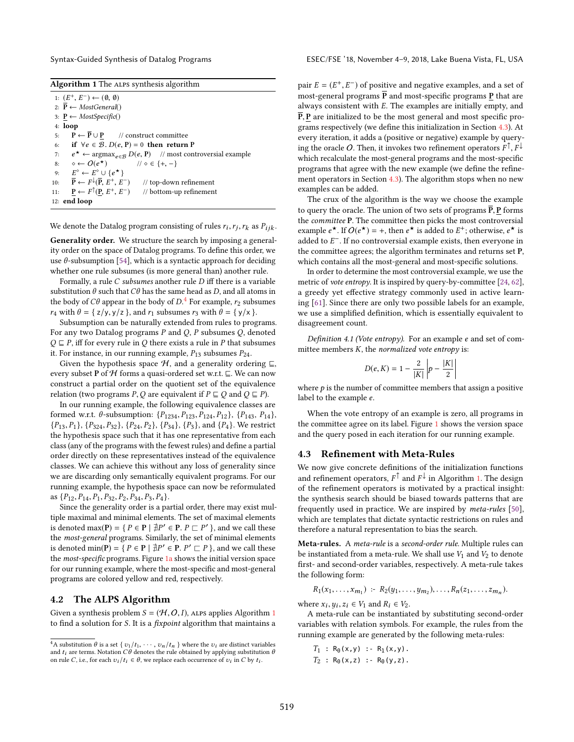**Algorithm 1** The ALPS synthesis algorithm

```
1: (E⁺, E⁻) ← (∅, ∅)
2: P̄ ← MostGeneral()
3: P̲ ← MostSpecific()
4: loop
5:    P ← P̄ ∪ P̲        // construct committee
6:    if ∀e ∈ B. D(e, P) = 0 then return P
7:    e* ← argmax_{e∈B} D(e, P)    // most controversial example
8:    ◇ ← O(e*)            // ◇ ∈ {+, −}
9:    E^◇ ← E^◇ ∪ {e*}
10:   P̄ ← F↓(P̄, E⁺, E⁻)      // top-down refinement
11:   P̲ ← F↑(P̲, E⁺, E⁻)      // bottom-up refinement
12: end loop
```

We denote the Datalog program consisting of rules $r_i, r_j, r_k$ as $P_{ijk}$.

**Generality order.** We structure the search by imposing a generality order on the space of Datalog programs. To define this order, we use $\theta$-subsumption [54], which is a syntactic approach for deciding whether one rule subsumes (is more general than) another rule.

Formally, a rule $C$ *subsumes* another rule $D$ iff there is a variable substitution $\theta$ such that $C\theta$ has the same head as $D$, and all atoms in the body of $C\theta$ appear in the body of $D$.[4] For example, $r_2$ subsumes $r_4$ with $\theta = \{ z/y, y/z \}$, and $r_1$ subsumes $r_3$ with $\theta = \{ y/x \}$.

Subsumption can be naturally extended from rules to programs. For any two Datalog programs $P$ and $Q$, $P$ subsumes $Q$, denoted $Q \sqsubseteq P$, iff for every rule in $Q$ there exists a rule in $P$ that subsumes it. For instance, in our running example, $P_{13}$ subsumes $P_{24}$.

Given the hypothesis space $\mathcal{H}$, and a generality ordering $\sqsubseteq$, every subset $\mathbf{P}$ of $\mathcal{H}$ forms a quasi-ordered set w.r.t. $\sqsubseteq$. We can now construct a partial order on the quotient set of the equivalence relation (two programs $P, Q$ are equivalent if $P \sqsubseteq Q$ and $Q \sqsubseteq P$).

In our running example, the following equivalence classes are formed w.r.t. $\theta$-subsumption: $\{P_{1234}, P_{123}, P_{124}, P_{12}\}$, $\{P_{143}, P_{14}\}$, $\{P_{13}, P_1\}$, $\{P_{324}, P_{32}\}$, $\{P_{24}, P_2\}$, $\{P_{34}\}$, $\{P_3\}$, and $\{P_4\}$. We restrict the hypothesis space such that it has one representative from each class (any of the programs with the fewest rules) and define a partial order directly on these representatives instead of the equivalence classes. We can achieve this without any loss of generality since we are discarding only semantically equivalent programs. For our running example, the hypothesis space can now be reformulated as $\{P_{12}, P_{14}, P_1, P_{32}, P_2, P_{34}, P_3, P_4\}$.

Since the generality order is a partial order, there may exist multiple maximal and minimal elements. The set of maximal elements is denoted $\max(\mathbf{P}) = \{ P \in \mathbf{P} \mid \nexists P' \in \mathbf{P}.\ P \sqsubset P' \}$, and we call these the *most-general* programs. Similarly, the set of minimal elements is denoted $\min(\mathbf{P}) = \{ P \in \mathbf{P} \mid \nexists P' \in \mathbf{P}.\ P' \sqsubset P \}$, and we call these the *most-specific* programs. Figure 1a shows the initial version space for our running example, where the most-specific and most-general programs are colored yellow and red, respectively.

## 4.2 The ALPS Algorithm

Given a synthesis problem $S = (\mathcal{H}, \mathcal{O}, I)$, ALPS applies Algorithm 1 to find a solution for $S$. It is a *fixpoint* algorithm that maintains a pair $E = (E^+, E^-)$ of positive and negative examples, and a set of most-general programs $\overline{\mathbf{P}}$ and most-specific programs $\underline{\mathbf{P}}$ that are always consistent with $E$. The examples are initially empty, and $\overline{\mathbf{P}}, \underline{\mathbf{P}}$ are initialized to be the most general and most specific programs respectively (we define this initialization in Section 4.3). At every iteration, it adds a (positive or negative) example by querying the oracle $\mathcal{O}$. Then, it invokes two refinement operators $F^{\uparrow}, F^{\downarrow}$ which recalculate the most-general programs and the most-specific programs that agree with the new example (we define the refinement operators in Section 4.3). The algorithm stops when no new examples can be added.

The crux of the algorithm is the way we choose the example to query the oracle. The union of two sets of programs $\overline{\mathbf{P}}, \underline{\mathbf{P}}$ forms the *committee* $\mathbf{P}$. The committee then picks the most controversial example $e^\star$. If $\mathcal{O}(e^\star) = +$, then $e^\star$ is added to $E^+$; otherwise, $e^\star$ is added to $E^-$. If no controversial example exists, then everyone in the committee agrees; the algorithm terminates and returns set $\mathbf{P}$, which contains all the most-general and most-specific solutions.

In order to determine the most controversial example, we use the metric of *vote entropy*. It is inspired by query-by-committee [24, 62], a greedy yet effective strategy commonly used in active learning [61]. Since there are only two possible labels for an example, we use a simplified definition, which is essentially equivalent to disagreement count.

*Definition 4.1 (Vote entropy).* For an example $e$ and set of committee members $K$, the *normalized vote entropy* is:

$$D(e, K) = 1 - \frac{2}{|K|}\left| p - \frac{|K|}{2} \right|$$

where $p$ is the number of committee members that assign a positive label to the example $e$.

When the vote entropy of an example is zero, all programs in the committee agree on its label. Figure 1 shows the version space and the query posed in each iteration for our running example.

## 4.3 Refinement with Meta-Rules

We now give concrete definitions of the initialization functions and refinement operators, $F^{\uparrow}$ and $F^{\downarrow}$ in Algorithm 1. The design of the refinement operators is motivated by a practical insight: the synthesis search should be biased towards patterns that are frequently used in practice. We are inspired by *meta-rules* [50], which are templates that dictate syntactic restrictions on rules and therefore a natural representation to bias the search.

**Meta-rules.** A *meta-rule* is a *second-order rule*. Multiple rules can be instantiated from a meta-rule. We shall use $V_1$ and $V_2$ to denote first- and second-order variables, respectively. A meta-rule takes the following form:

$$R_1(x_1, \ldots, x_{m_1}) \text{ :- } R_2(y_1, \ldots, y_{m_2}), \ldots, R_n(z_1, \ldots, z_{m_n}).$$

where $x_i, y_i, z_i \in V_1$ and $R_i \in V_2$.

A meta-rule can be instantiated by substituting second-order variables with relation symbols. For example, the rules from the running example are generated by the following meta-rules:

```
T1 : R0(x,y) :- R1(x,y).
T2 : R0(x,z) :- R0(y,z).
```

[4] A substitution $\theta$ is a set $\{ v_1/t_1, \cdots, v_n/t_n \}$ where the $v_i$ are distinct variables and $t_i$ are terms. Notation $C\theta$ denotes the rule obtained by applying substitution $\theta$ on rule $C$, i.e., for each $v_i/t_i \in \theta$, we replace each occurrence of $v_i$ in $C$ by $t_i$.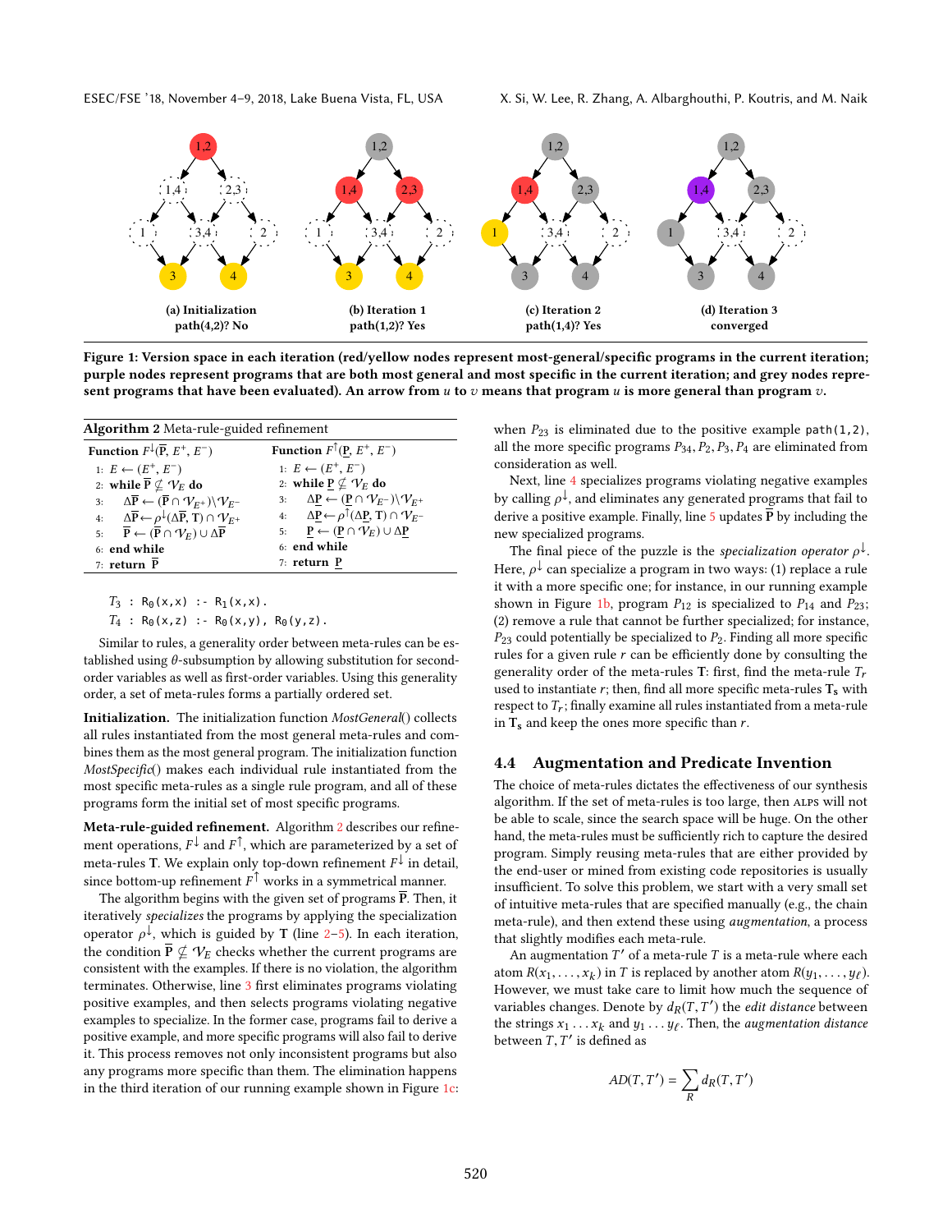(a) Initialization path(4,2)? No

(b) Iteration 1 path(1,2)? Yes

(c) Iteration 2 path(1,4)? Yes

(d) Iteration 3 converged

**Figure 1: Version space in each iteration (red/yellow nodes represent most-general/specific programs in the current iteration; purple nodes represent programs that are both most general and most specific in the current iteration; and grey nodes represent programs that have been evaluated). An arrow from $u$ to $v$ means that program $u$ is more general than program $v$.**

**Algorithm 2** Meta-rule-guided refinement

| **Function** $F^{\downarrow}(\overline{\mathbf{P}}, E^+, E^-)$ | **Function** $F^{\uparrow}(\underline{\mathbf{P}}, E^+, E^-)$ |
|---|---|
| 1: $E \leftarrow (E^+, E^-)$ | 1: $E \leftarrow (E^+, E^-)$ |
| 2: **while** $\overline{\mathbf{P}} \not\subseteq \mathcal{V}_E$ **do** | 2: **while** $\underline{\mathbf{P}} \not\subseteq \mathcal{V}_E$ **do** |
| 3: $\Delta\overline{\mathbf{P}} \leftarrow (\overline{\mathbf{P}} \cap \mathcal{V}_{E^+}) \setminus \mathcal{V}_{E^-}$ | 3: $\Delta\underline{\mathbf{P}} \leftarrow (\underline{\mathbf{P}} \cap \mathcal{V}_{E^-}) \setminus \mathcal{V}_{E^+}$ |
| 4: $\Delta\overline{\mathbf{P}} \leftarrow \rho^{\downarrow}(\Delta\overline{\mathbf{P}}, \mathbf{T}) \cap \mathcal{V}_{E^+}$ | 4: $\Delta\underline{\mathbf{P}} \leftarrow \rho^{\uparrow}(\Delta\underline{\mathbf{P}}, \mathbf{T}) \cap \mathcal{V}_{E^-}$ |
| 5: $\overline{\mathbf{P}} \leftarrow (\overline{\mathbf{P}} \cap \mathcal{V}_E) \cup \Delta\overline{\mathbf{P}}$ | 5: $\underline{\mathbf{P}} \leftarrow (\underline{\mathbf{P}} \cap \mathcal{V}_E) \cup \Delta\underline{\mathbf{P}}$ |
| 6: **end while** | 6: **end while** |
| 7: **return** $\overline{\mathbf{P}}$ | 7: **return** $\underline{\mathbf{P}}$ |

```
T3 : R0(x,x) :- R1(x,x).
T4 : R0(x,z) :- R0(x,y), R0(y,z).
```

Similar to rules, a generality order between meta-rules can be established using $\theta$-subsumption by allowing substitution for second-order variables as well as first-order variables. Using this generality order, a set of meta-rules forms a partially ordered set.

**Initialization.** The initialization function *MostGeneral*() collects all rules instantiated from the most general meta-rules and combines them as the most general program. The initialization function *MostSpecific*() makes each individual rule instantiated from the most specific meta-rules as a single rule program, and all of these programs form the initial set of most specific programs.

**Meta-rule-guided refinement.** Algorithm 2 describes our refinement operations, $F^{\downarrow}$ and $F^{\uparrow}$, which are parameterized by a set of meta-rules $\mathbf{T}$. We explain only top-down refinement $F^{\downarrow}$ in detail, since bottom-up refinement $F^{\uparrow}$ works in a symmetrical manner.

The algorithm begins with the given set of programs $\overline{\mathbf{P}}$. Then, it iteratively *specializes* the programs by applying the specialization operator $\rho^{\downarrow}$, which is guided by $\mathbf{T}$ (line 2–5). In each iteration, the condition $\overline{\mathbf{P}} \not\subseteq \mathcal{V}_E$ checks whether the current programs are consistent with the examples. If there is no violation, the algorithm terminates. Otherwise, line 3 first eliminates programs violating positive examples, and then selects programs violating negative examples to specialize. In the former case, programs fail to derive a positive example, and more specific programs will also fail to derive it. This process removes not only inconsistent programs but also any programs more specific than them. The elimination happens in the third iteration of our running example shown in Figure 1c: when $P_{23}$ is eliminated due to the positive example `path(1,2)`, all the more specific programs $P_{34}, P_2, P_3, P_4$ are eliminated from consideration as well.

Next, line 4 specializes programs violating negative examples by calling $\rho^{\downarrow}$, and eliminates any generated programs that fail to derive a positive example. Finally, line 5 updates $\overline{\mathbf{P}}$ by including the new specialized programs.

The final piece of the puzzle is the *specialization operator* $\rho^{\downarrow}$. Here, $\rho^{\downarrow}$ can specialize a program in two ways: (1) replace a rule it with a more specific one; for instance, in our running example shown in Figure 1b, program $P_{12}$ is specialized to $P_{14}$ and $P_{23}$; (2) remove a rule that cannot be further specialized; for instance, $P_{23}$ could potentially be specialized to $P_2$. Finding all more specific rules for a given rule $r$ can be efficiently done by consulting the generality order of the meta-rules $\mathbf{T}$: first, find the meta-rule $T_r$ used to instantiate $r$; then, find all more specific meta-rules $\mathbf{T_s}$ with respect to $T_r$; finally examine all rules instantiated from a meta-rule in $\mathbf{T_s}$ and keep the ones more specific than $r$.

### 4.4 Augmentation and Predicate Invention

The choice of meta-rules dictates the effectiveness of our synthesis algorithm. If the set of meta-rules is too large, then ALPS will not be able to scale, since the search space will be huge. On the other hand, the meta-rules must be sufficiently rich to capture the desired program. Simply reusing meta-rules that are either provided by the end-user or mined from existing code repositories is usually insufficient. To solve this problem, we start with a very small set of intuitive meta-rules that are specified manually (e.g., the chain meta-rule), and then extend these using *augmentation*, a process that slightly modifies each meta-rule.

An augmentation $T'$ of a meta-rule $T$ is a meta-rule where each atom $R(x_1, \ldots, x_k)$ in $T$ is replaced by another atom $R(y_1, \ldots, y_\ell)$. However, we must take care to limit how much the sequence of variables changes. Denote by $d_R(T, T')$ the *edit distance* between the strings $x_1 \ldots x_k$ and $y_1 \ldots y_\ell$. Then, the *augmentation distance* between $T, T'$ is defined as

$$AD(T, T') = \sum_R d_R(T, T')$$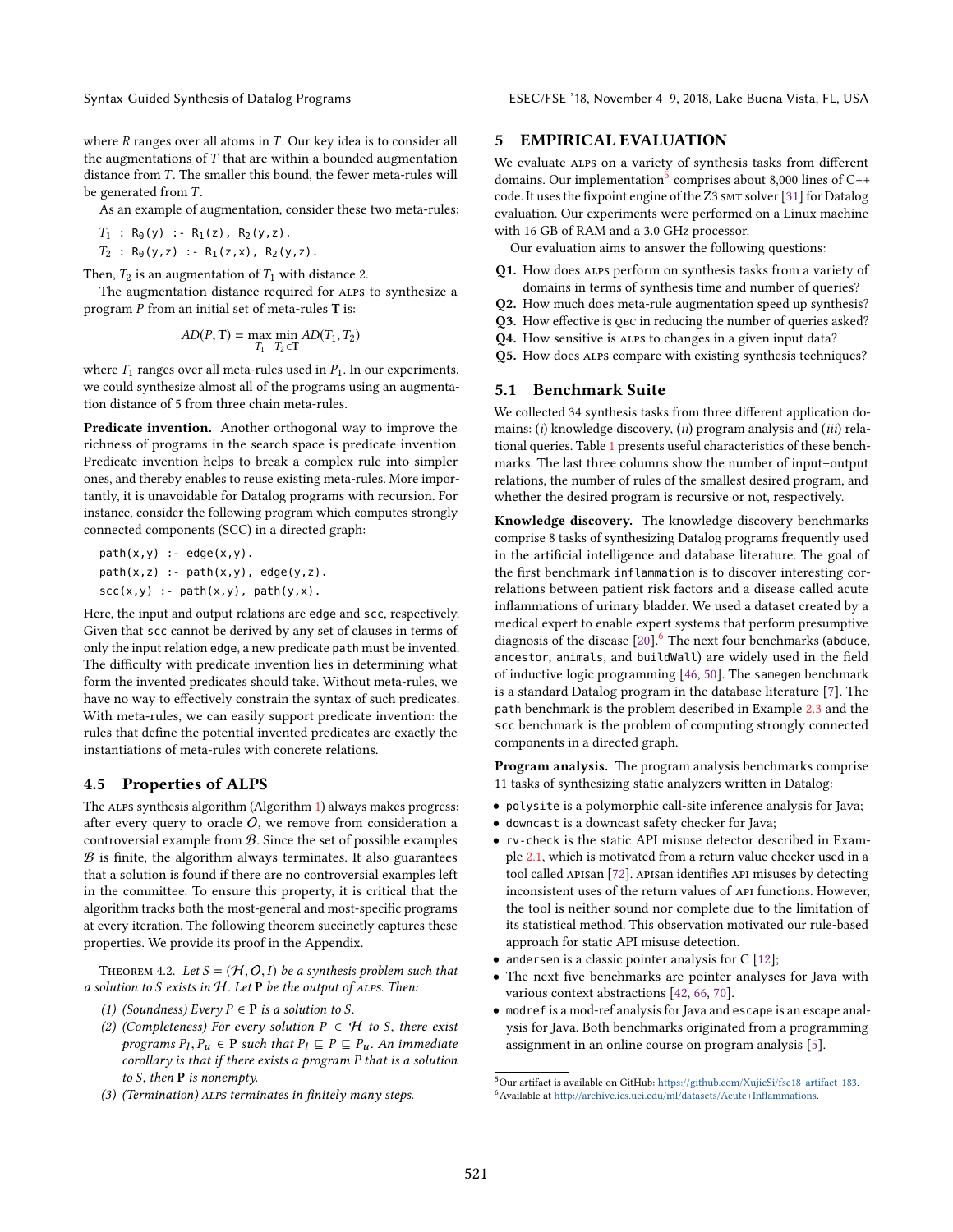where $R$ ranges over all atoms in $T$. Our key idea is to consider all the augmentations of $T$ that are within a bounded augmentation distance from $T$. The smaller this bound, the fewer meta-rules will be generated from $T$.

As an example of augmentation, consider these two meta-rules:

$T_1$ : $R_0$(y) :- $R_1$(z), $R_2$(y,z).

$T_2$ : $R_0$(y,z) :- $R_1$(z,x), $R_2$(y,z).

Then, $T_2$ is an augmentation of $T_1$ with distance 2.

The augmentation distance required for ALPS to synthesize a program $P$ from an initial set of meta-rules $\mathbf{T}$ is:

$$AD(P, \mathbf{T}) = \max_{T_1} \min_{T_2 \in \mathbf{T}} AD(T_1, T_2)$$

where $T_1$ ranges over all meta-rules used in $P_1$. In our experiments, we could synthesize almost all of the programs using an augmentation distance of 5 from three chain meta-rules.

**Predicate invention.** Another orthogonal way to improve the richness of programs in the search space is predicate invention. Predicate invention helps to break a complex rule into simpler ones, and thereby enables to reuse existing meta-rules. More importantly, it is unavoidable for Datalog programs with recursion. For instance, consider the following program which computes strongly connected components (SCC) in a directed graph:

```
path(x,y) :- edge(x,y).
path(x,z) :- path(x,y), edge(y,z).
scc(x,y) :- path(x,y), path(y,x).
```

Here, the input and output relations are edge and scc, respectively. Given that scc cannot be derived by any set of clauses in terms of only the input relation edge, a new predicate path must be invented. The difficulty with predicate invention lies in determining what form the invented predicates should take. Without meta-rules, we have no way to effectively constrain the syntax of such predicates. With meta-rules, we can easily support predicate invention: the rules that define the potential invented predicates are exactly the instantiations of meta-rules with concrete relations.

## 4.5 Properties of ALPS

The ALPS synthesis algorithm (Algorithm 1) always makes progress: after every query to oracle $\mathcal{O}$, we remove from consideration a controversial example from $\mathcal{B}$. Since the set of possible examples $\mathcal{B}$ is finite, the algorithm always terminates. It also guarantees that a solution is found if there are no controversial examples left in the committee. To ensure this property, it is critical that the algorithm tracks both the most-general and most-specific programs at every iteration. The following theorem succinctly captures these properties. We provide its proof in the Appendix.

THEOREM 4.2. *Let $S = (\mathcal{H}, \mathcal{O}, I)$ be a synthesis problem such that a solution to $S$ exists in $\mathcal{H}$. Let $\mathbf{P}$ be the output of ALPS. Then:*

1. *(Soundness) Every $P \in \mathbf{P}$ is a solution to $S$.*
2. *(Completeness) For every solution $P \in \mathcal{H}$ to $S$, there exist programs $P_l, P_u \in \mathbf{P}$ such that $P_l \sqsubseteq P \sqsubseteq P_u$. An immediate corollary is that if there exists a program $P$ that is a solution to $S$, then $\mathbf{P}$ is nonempty.*
3. *(Termination) ALPS terminates in finitely many steps.*

# 5 EMPIRICAL EVALUATION

We evaluate ALPS on a variety of synthesis tasks from different domains. Our implementation[5] comprises about 8,000 lines of C++ code. It uses the fixpoint engine of the Z3 SMT solver [31] for Datalog evaluation. Our experiments were performed on a Linux machine with 16 GB of RAM and a 3.0 GHz processor.

Our evaluation aims to answer the following questions:

- **Q1.** How does ALPS perform on synthesis tasks from a variety of domains in terms of synthesis time and number of queries?
- **Q2.** How much does meta-rule augmentation speed up synthesis?
- **Q3.** How effective is QBC in reducing the number of queries asked?
- **Q4.** How sensitive is ALPS to changes in a given input data?
- **Q5.** How does ALPS compare with existing synthesis techniques?

## 5.1 Benchmark Suite

We collected 34 synthesis tasks from three different application domains: (*i*) knowledge discovery, (*ii*) program analysis and (*iii*) relational queries. Table 1 presents useful characteristics of these benchmarks. The last three columns show the number of input–output relations, the number of rules of the smallest desired program, and whether the desired program is recursive or not, respectively.

**Knowledge discovery.** The knowledge discovery benchmarks comprise 8 tasks of synthesizing Datalog programs frequently used in the artificial intelligence and database literature. The goal of the first benchmark inflammation is to discover interesting correlations between patient risk factors and a disease called acute inflammations of urinary bladder. We used a dataset created by a medical expert to enable expert systems that perform presumptive diagnosis of the disease [20].[6] The next four benchmarks (abduce, ancestor, animals, and buildWall) are widely used in the field of inductive logic programming [46, 50]. The samegen benchmark is a standard Datalog program in the database literature [7]. The path benchmark is the problem described in Example 2.3 and the scc benchmark is the problem of computing strongly connected components in a directed graph.

**Program analysis.** The program analysis benchmarks comprise 11 tasks of synthesizing static analyzers written in Datalog:

- polysite is a polymorphic call-site inference analysis for Java;
- downcast is a downcast safety checker for Java;
- rv-check is the static API misuse detector described in Example 2.1, which is motivated from a return value checker used in a tool called APISan [72]. APISan identifies API misuses by detecting inconsistent uses of the return values of API functions. However, the tool is neither sound nor complete due to the limitation of its statistical method. This observation motivated our rule-based approach for static API misuse detection.
- andersen is a classic pointer analysis for C [12];
- The next five benchmarks are pointer analyses for Java with various context abstractions [42, 66, 70].
- modref is a mod-ref analysis for Java and escape is an escape analysis for Java. Both benchmarks originated from a programming assignment in an online course on program analysis [5].

[5] Our artifact is available on GitHub: https://github.com/XujieSi/fse18-artifact-183.

[6] Available at http://archive.ics.uci.edu/ml/datasets/Acute+Inflammations.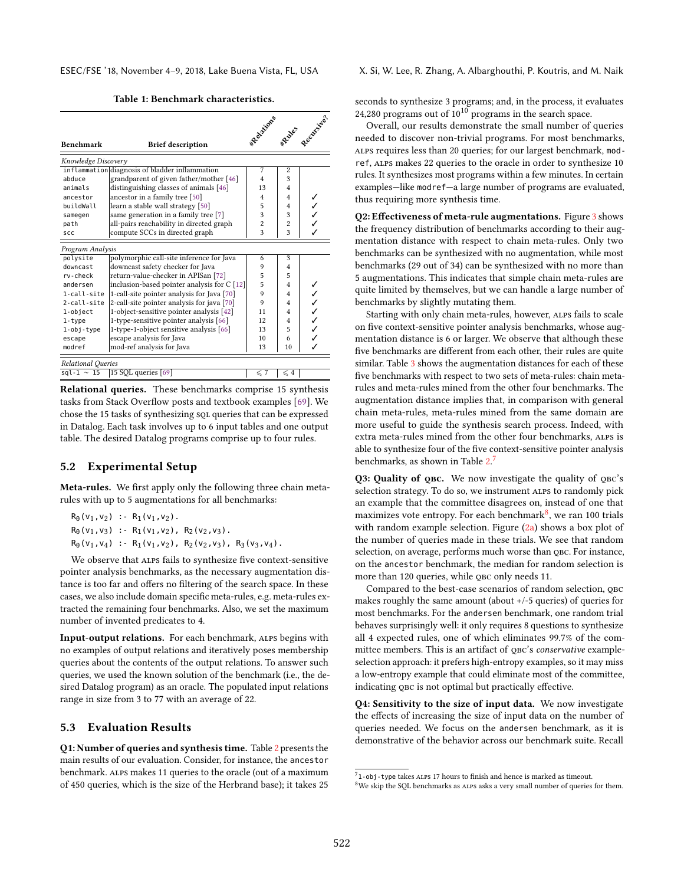**Table 1: Benchmark characteristics.**

| Benchmark | Brief description | #Relations | #Rules | Recursive? |
|---|---|---|---|---|
| *Knowledge Discovery* | | | | |
| `inflammation` | diagnosis of bladder inflammation | 7 | 2 | |
| `abduce` | grandparent of given father/mother [46] | 4 | 3 | |
| `animals` | distinguishing classes of animals [46] | 13 | 4 | |
| `ancestor` | ancestor in a family tree [50] | 4 | 4 | ✓ |
| `buildWall` | learn a stable wall strategy [50] | 5 | 4 | ✓ |
| `samegen` | same generation in a family tree [7] | 3 | 3 | ✓ |
| `path` | all-pairs reachability in directed graph | 2 | 2 | ✓ |
| `scc` | compute SCCs in directed graph | 3 | 3 | ✓ |
| *Program Analysis* | | | | |
| `polysite` | polymorphic call-site inference for Java | 6 | 3 | |
| `downcast` | downcast safety checker for Java | 9 | 4 | |
| `rv-check` | return-value-checker in APISan [72] | 5 | 5 | |
| `andersen` | inclusion-based pointer analysis for C [12] | 5 | 4 | ✓ |
| `1-call-site` | 1-call-site pointer analysis for Java [70] | 9 | 4 | ✓ |
| `2-call-site` | 2-call-site pointer analysis for java [70] | 9 | 4 | ✓ |
| `1-object` | 1-object-sensitive pointer analysis [42] | 11 | 4 | ✓ |
| `1-type` | 1-type-sensitive pointer analysis [66] | 12 | 4 | ✓ |
| `1-obj-type` | 1-type-1-object sensitive analysis [66] | 13 | 5 | ✓ |
| `escape` | escape analysis for Java | 10 | 6 | ✓ |
| `modref` | mod-ref analysis for Java | 13 | 10 | ✓ |
| *Relational Queries* | | | | |
| `sql-1` ~ `15` | 15 SQL queries [69] | $\leqslant 7$ | $\leqslant 4$ | |

**Relational queries.** These benchmarks comprise 15 synthesis tasks from Stack Overflow posts and textbook examples [69]. We chose the 15 tasks of synthesizing SQL queries that can be expressed in Datalog. Each task involves up to 6 input tables and one output table. The desired Datalog programs comprise up to four rules.

## 5.2 Experimental Setup

**Meta-rules.** We first apply only the following three chain meta-rules with up to 5 augmentations for all benchmarks:

```
R0(v1,v2) :- R1(v1,v2).
R0(v1,v3) :- R1(v1,v2), R2(v2,v3).
R0(v1,v4) :- R1(v1,v2), R2(v2,v3), R3(v3,v4).
```

We observe that ALPS fails to synthesize five context-sensitive pointer analysis benchmarks, as the necessary augmentation distance is too far and offers no filtering of the search space. In these cases, we also include domain specific meta-rules, e.g. meta-rules extracted the remaining four benchmarks. Also, we set the maximum number of invented predicates to 4.

**Input-output relations.** For each benchmark, ALPS begins with no examples of output relations and iteratively poses membership queries about the contents of the output relations. To answer such queries, we used the known solution of the benchmark (i.e., the desired Datalog program) as an oracle. The populated input relations range in size from 3 to 77 with an average of 22.

## 5.3 Evaluation Results

**Q1: Number of queries and synthesis time.** Table 2 presents the main results of our evaluation. Consider, for instance, the `ancestor` benchmark. ALPS makes 11 queries to the oracle (out of a maximum of 450 queries, which is the size of the Herbrand base); it takes 25 seconds to synthesize 3 programs; and, in the process, it evaluates 24,280 programs out of $10^{10}$ programs in the search space.

Overall, our results demonstrate the small number of queries needed to discover non-trivial programs. For most benchmarks, ALPS requires less than 20 queries; for our largest benchmark, `modref`, ALPS makes 22 queries to the oracle in order to synthesize 10 rules. It synthesizes most programs within a few minutes. In certain examples—like `modref`—a large number of programs are evaluated, thus requiring more synthesis time.

**Q2: Effectiveness of meta-rule augmentations.** Figure 3 shows the frequency distribution of benchmarks according to their augmentation distance with respect to chain meta-rules. Only two benchmarks can be synthesized with no augmentation, while most benchmarks (29 out of 34) can be synthesized with no more than 5 augmentations. This indicates that simple chain meta-rules are quite limited by themselves, but we can handle a large number of benchmarks by slightly mutating them.

Starting with only chain meta-rules, however, ALPS fails to scale on five context-sensitive pointer analysis benchmarks, whose augmentation distance is 6 or larger. We observe that although these five benchmarks are different from each other, their rules are quite similar. Table 3 shows the augmentation distances for each of these five benchmarks with respect to two sets of meta-rules: chain meta-rules and meta-rules mined from the other four benchmarks. The augmentation distance implies that, in comparison with general chain meta-rules, meta-rules mined from the same domain are more useful to guide the synthesis search process. Indeed, with extra meta-rules mined from the other four benchmarks, ALPS is able to synthesize four of the five context-sensitive pointer analysis benchmarks, as shown in Table 2.[7]

**Q3: Quality of QBC.** We now investigate the quality of QBC's selection strategy. To do so, we instrument ALPS to randomly pick an example that the committee disagrees on, instead of one that maximizes vote entropy. For each benchmark[8], we ran 100 trials with random example selection. Figure (2a) shows a box plot of the number of queries made in these trials. We see that random selection, on average, performs much worse than QBC. For instance, on the `ancestor` benchmark, the median for random selection is more than 120 queries, while QBC only needs 11.

Compared to the best-case scenarios of random selection, QBC makes roughly the same amount (about +/-5 queries) of queries for most benchmarks. For the `andersen` benchmark, one random trial behaves surprisingly well: it only requires 8 questions to synthesize all 4 expected rules, one of which eliminates 99.7% of the committee members. This is an artifact of QBC's *conservative* example-selection approach: it prefers high-entropy examples, so it may miss a low-entropy example that could eliminate most of the committee, indicating QBC is not optimal but practically effective.

**Q4: Sensitivity to the size of input data.** We now investigate the effects of increasing the size of input data on the number of queries needed. We focus on the `andersen` benchmark, as it is demonstrative of the behavior across our benchmark suite. Recall

[7] `1-obj-type` takes ALPS 17 hours to finish and hence is marked as timeout.

[8] We skip the SQL benchmarks as ALPS asks a very small number of queries for them.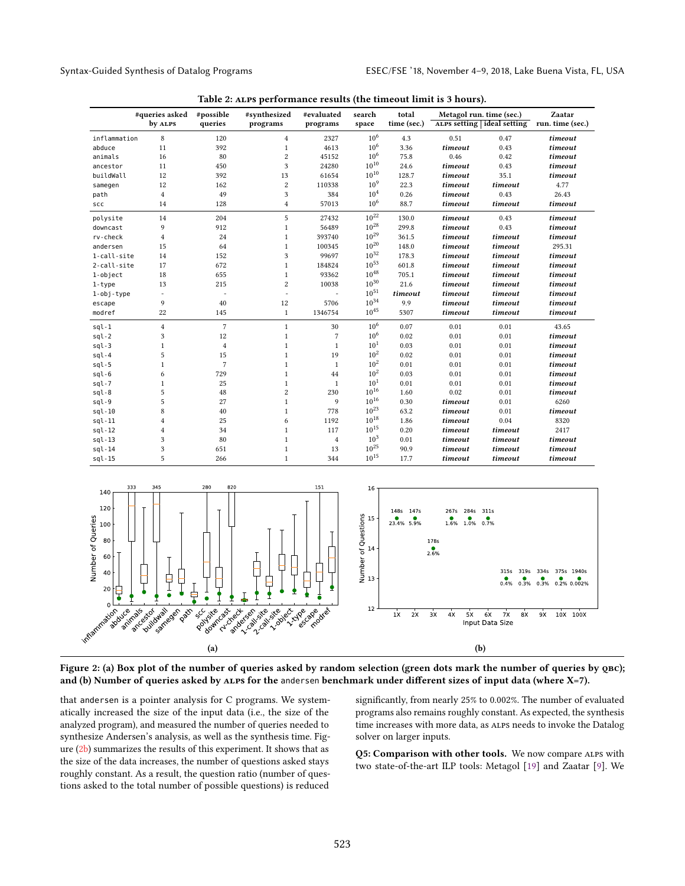**Table 2: ALPS performance results (the timeout limit is 3 hours).**

| | #queries asked by ALPS | #possible queries | #synthesized programs | #evaluated programs | search space | total time (sec.) | Metagol run. time (sec.) | | Zaatar run. time (sec.) |
|---|---|---|---|---|---|---|---|---|---|
| | | | | | | | ALPS setting | ideal setting | |
| inflammation | 8 | 120 | 4 | 2327 | $10^6$ | 4.3 | 0.51 | 0.47 | *timeout* |
| abduce | 11 | 392 | 1 | 4613 | $10^6$ | 3.36 | *timeout* | 0.43 | *timeout* |
| animals | 16 | 80 | 2 | 45152 | $10^6$ | 75.8 | 0.46 | 0.42 | *timeout* |
| ancestor | 11 | 450 | 3 | 24280 | $10^{10}$ | 24.6 | *timeout* | 0.43 | *timeout* |
| buildWall | 12 | 392 | 13 | 61654 | $10^{10}$ | 128.7 | *timeout* | 35.1 | *timeout* |
| samegen | 12 | 162 | 2 | 110338 | $10^9$ | 22.3 | *timeout* | *timeout* | 4.77 |
| path | 4 | 49 | 3 | 384 | $10^4$ | 0.26 | *timeout* | 0.43 | 26.43 |
| scc | 14 | 128 | 4 | 57013 | $10^6$ | 88.7 | *timeout* | *timeout* | *timeout* |
| polysite | 14 | 204 | 5 | 27432 | $10^{22}$ | 130.0 | *timeout* | 0.43 | *timeout* |
| downcast | 9 | 912 | 1 | 56489 | $10^{28}$ | 299.8 | *timeout* | 0.43 | *timeout* |
| rv-check | 4 | 24 | 1 | 393740 | $10^{29}$ | 361.5 | *timeout* | *timeout* | *timeout* |
| andersen | 15 | 64 | 1 | 100345 | $10^{20}$ | 148.0 | *timeout* | *timeout* | 295.31 |
| 1-call-site | 14 | 152 | 3 | 99697 | $10^{32}$ | 178.3 | *timeout* | *timeout* | *timeout* |
| 2-call-site | 17 | 672 | 1 | 184824 | $10^{53}$ | 601.8 | *timeout* | *timeout* | *timeout* |
| 1-object | 18 | 655 | 1 | 93362 | $10^{48}$ | 705.1 | *timeout* | *timeout* | *timeout* |
| 1-type | 13 | 215 | 2 | 10038 | $10^{30}$ | 21.6 | *timeout* | *timeout* | *timeout* |
| 1-obj-type | - | - | - | - | $10^{51}$ | *timeout* | *timeout* | *timeout* | *timeout* |
| escape | 9 | 40 | 12 | 5706 | $10^{34}$ | 9.9 | *timeout* | *timeout* | *timeout* |
| modref | 22 | 145 | 1 | 1346754 | $10^{45}$ | 5307 | *timeout* | *timeout* | *timeout* |
| sql-1 | 4 | 7 | 1 | 30 | $10^6$ | 0.07 | 0.01 | 0.01 | 43.65 |
| sql-2 | 3 | 12 | 1 | 7 | $10^6$ | 0.02 | 0.01 | 0.01 | *timeout* |
| sql-3 | 1 | 4 | 1 | 1 | $10^1$ | 0.03 | 0.01 | 0.01 | *timeout* |
| sql-4 | 5 | 15 | 1 | 19 | $10^2$ | 0.02 | 0.01 | 0.01 | *timeout* |
| sql-5 | 1 | 7 | 1 | 1 | $10^2$ | 0.01 | 0.01 | 0.01 | *timeout* |
| sql-6 | 6 | 729 | 1 | 44 | $10^2$ | 0.03 | 0.01 | 0.01 | *timeout* |
| sql-7 | 1 | 25 | 1 | 1 | $10^1$ | 0.01 | 0.01 | 0.01 | *timeout* |
| sql-8 | 5 | 48 | 2 | 230 | $10^{16}$ | 1.60 | 0.02 | 0.01 | *timeout* |
| sql-9 | 5 | 27 | 1 | 9 | $10^{16}$ | 0.30 | *timeout* | 0.01 | 6260 |
| sql-10 | 8 | 40 | 1 | 778 | $10^{23}$ | 63.2 | *timeout* | 0.01 | *timeout* |
| sql-11 | 4 | 25 | 6 | 1192 | $10^{18}$ | 1.86 | *timeout* | 0.04 | 8320 |
| sql-12 | 4 | 34 | 1 | 117 | $10^{15}$ | 0.20 | *timeout* | *timeout* | 2417 |
| sql-13 | 3 | 80 | 1 | 4 | $10^3$ | 0.01 | *timeout* | *timeout* | *timeout* |
| sql-14 | 3 | 651 | 1 | 13 | $10^{25}$ | 90.9 | *timeout* | *timeout* | *timeout* |
| sql-15 | 5 | 266 | 1 | 344 | $10^{15}$ | 17.7 | *timeout* | *timeout* | *timeout* |

**Figure 2: (a) Box plot of the number of queries asked by random selection (green dots mark the number of queries by QBC); and (b) Number of queries asked by ALPS for the andersen benchmark under different sizes of input data (where X=7).**

that andersen is a pointer analysis for C programs. We systematically increased the size of the input data (i.e., the size of the analyzed program), and measured the number of queries needed to synthesize Andersen's analysis, as well as the synthesis time. Figure (2b) summarizes the results of this experiment. It shows that as the size of the data increases, the number of questions asked stays roughly constant. As a result, the question ratio (number of questions asked to the total number of possible questions) is reduced significantly, from nearly 25% to 0.002%. The number of evaluated programs also remains roughly constant. As expected, the synthesis time increases with more data, as ALPS needs to invoke the Datalog solver on larger inputs.

**Q5: Comparison with other tools.** We now compare ALPS with two state-of-the-art ILP tools: Metagol [19] and Zaatar [9]. We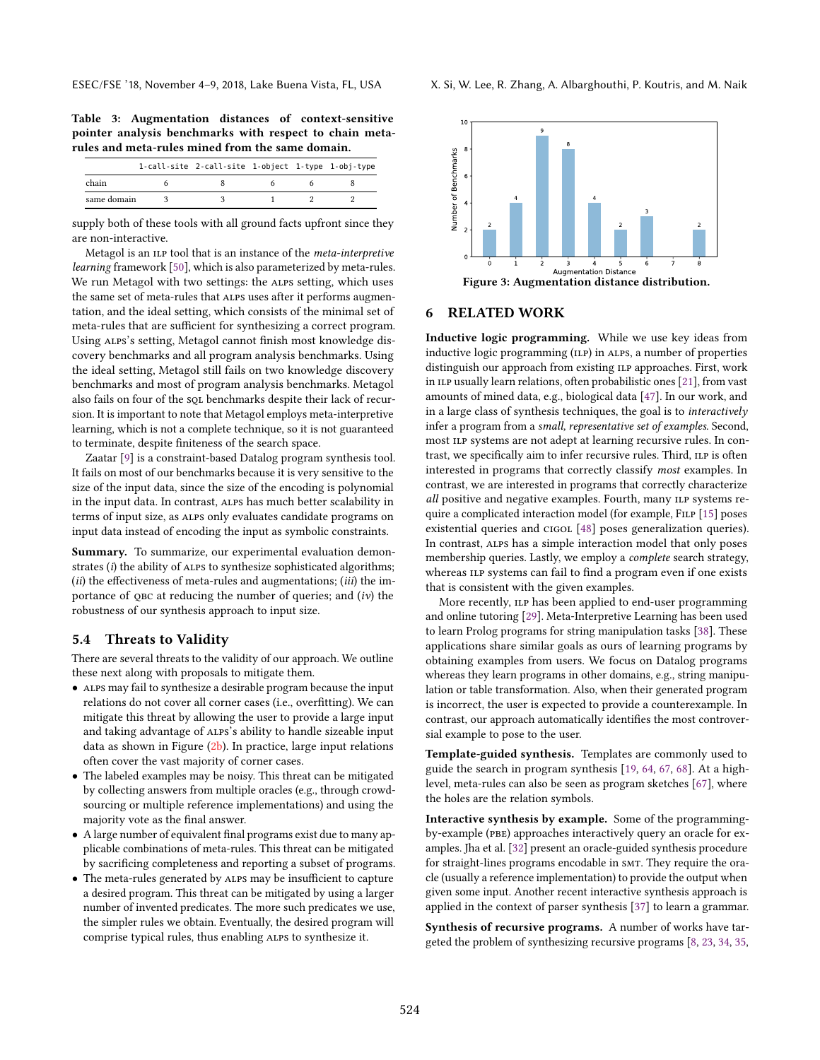**Table 3: Augmentation distances of context-sensitive pointer analysis benchmarks with respect to chain meta-rules and meta-rules mined from the same domain.**

| | 1-call-site | 2-call-site | 1-object | 1-type | 1-obj-type |
|---|---|---|---|---|---|
| chain | 6 | 8 | 6 | 6 | 8 |
| same domain | 3 | 3 | 1 | 2 | 2 |

supply both of these tools with all ground facts upfront since they are non-interactive.

Metagol is an ILP tool that is an instance of the *meta-interpretive learning* framework [50], which is also parameterized by meta-rules. We run Metagol with two settings: the ALPS setting, which uses the same set of meta-rules that ALPS uses after it performs augmentation, and the ideal setting, which consists of the minimal set of meta-rules that are sufficient for synthesizing a correct program. Using ALPS's setting, Metagol cannot finish most knowledge discovery benchmarks and all program analysis benchmarks. Using the ideal setting, Metagol still fails on two knowledge discovery benchmarks and most of program analysis benchmarks. Metagol also fails on four of the SQL benchmarks despite their lack of recursion. It is important to note that Metagol employs meta-interpretive learning, which is not a complete technique, so it is not guaranteed to terminate, despite finiteness of the search space.

Zaatar [9] is a constraint-based Datalog program synthesis tool. It fails on most of our benchmarks because it is very sensitive to the size of the input data, since the size of the encoding is polynomial in the input data. In contrast, ALPS has much better scalability in terms of input size, as ALPS only evaluates candidate programs on input data instead of encoding the input as symbolic constraints.

**Summary.** To summarize, our experimental evaluation demonstrates (*i*) the ability of ALPS to synthesize sophisticated algorithms; (*ii*) the effectiveness of meta-rules and augmentations; (*iii*) the importance of QBC at reducing the number of queries; and (*iv*) the robustness of our synthesis approach to input size.

### 5.4 Threats to Validity

There are several threats to the validity of our approach. We outline these next along with proposals to mitigate them.

- ALPS may fail to synthesize a desirable program because the input relations do not cover all corner cases (i.e., overfitting). We can mitigate this threat by allowing the user to provide a large input and taking advantage of ALPS's ability to handle sizeable input data as shown in Figure (2b). In practice, large input relations often cover the vast majority of corner cases.
- The labeled examples may be noisy. This threat can be mitigated by collecting answers from multiple oracles (e.g., through crowdsourcing or multiple reference implementations) and using the majority vote as the final answer.
- A large number of equivalent final programs exist due to many applicable combinations of meta-rules. This threat can be mitigated by sacrificing completeness and reporting a subset of programs.
- The meta-rules generated by ALPS may be insufficient to capture a desired program. This threat can be mitigated by using a larger number of invented predicates. The more such predicates we use, the simpler rules we obtain. Eventually, the desired program will comprise typical rules, thus enabling ALPS to synthesize it.

Number of Benchmarks
Augmentation Distance
0 1 2 3 4 5 6 7 8
0 2 4 6 8 10
2 4 9 8 4 2 3 2

**Figure 3: Augmentation distance distribution.**

## 6 RELATED WORK

**Inductive logic programming.** While we use key ideas from inductive logic programming (ILP) in ALPS, a number of properties distinguish our approach from existing ILP approaches. First, work in ILP usually learn relations, often probabilistic ones [21], from vast amounts of mined data, e.g., biological data [47]. In our work, and in a large class of synthesis techniques, the goal is to *interactively* infer a program from a *small, representative set of examples*. Second, most ILP systems are not adept at learning recursive rules. In contrast, we specifically aim to infer recursive rules. Third, ILP is often interested in programs that correctly classify *most* examples. In contrast, we are interested in programs that correctly characterize *all* positive and negative examples. Fourth, many ILP systems require a complicated interaction model (for example, FILP [15] poses existential queries and CIGOL [48] poses generalization queries). In contrast, ALPS has a simple interaction model that only poses membership queries. Lastly, we employ a *complete* search strategy, whereas ILP systems can fail to find a program even if one exists that is consistent with the given examples.

More recently, ILP has been applied to end-user programming and online tutoring [29]. Meta-Interpretive Learning has been used to learn Prolog programs for string manipulation tasks [38]. These applications share similar goals as ours of learning programs by obtaining examples from users. We focus on Datalog programs whereas they learn programs in other domains, e.g., string manipulation or table transformation. Also, when their generated program is incorrect, the user is expected to provide a counterexample. In contrast, our approach automatically identifies the most controversial example to pose to the user.

**Template-guided synthesis.** Templates are commonly used to guide the search in program synthesis [19, 64, 67, 68]. At a high-level, meta-rules can also be seen as program sketches [67], where the holes are the relation symbols.

**Interactive synthesis by example.** Some of the programming-by-example (PBE) approaches interactively query an oracle for examples. Jha et al. [32] present an oracle-guided synthesis procedure for straight-lines programs encodable in SMT. They require the oracle (usually a reference implementation) to provide the output when given some input. Another recent interactive synthesis approach is applied in the context of parser synthesis [37] to learn a grammar.

**Synthesis of recursive programs.** A number of works have targeted the problem of synthesizing recursive programs [8, 23, 34, 35,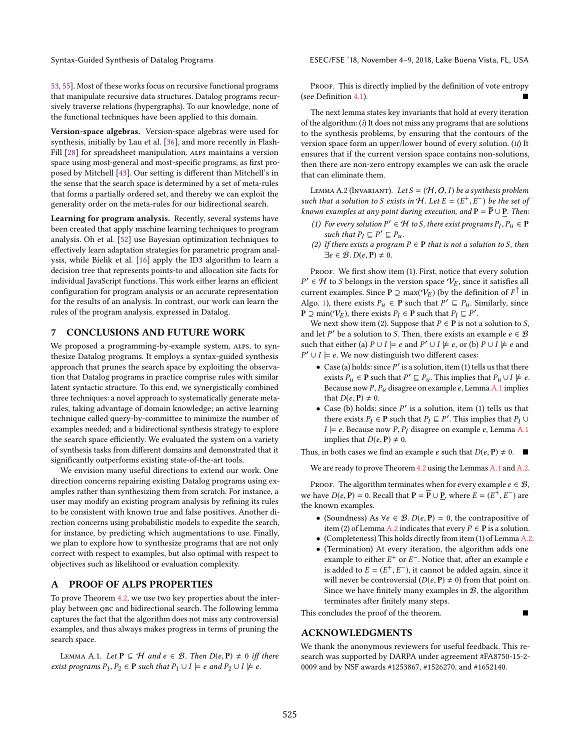53, 55]. Most of these works focus on recursive functional programs that manipulate recursive data structures. Datalog programs recursively traverse relations (hypergraphs). To our knowledge, none of the functional techniques have been applied to this domain.

**Version-space algebras.** Version-space algebras were used for synthesis, initially by Lau et al. [36], and more recently in FlashFill [28] for spreadsheet manipulation. ALPS maintains a version space using most-general and most-specific programs, as first proposed by Mitchell [43]. Our setting is different than Mitchell's in the sense that the search space is determined by a set of meta-rules that forms a partially ordered set, and thereby we can exploit the generality order on the meta-rules for our bidirectional search.

**Learning for program analysis.** Recently, several systems have been created that apply machine learning techniques to program analysis. Oh et al. [52] use Bayesian optimization techniques to effectively learn adaptation strategies for parametric program analysis, while Bielik et al. [16] apply the ID3 algorithm to learn a decision tree that represents points-to and allocation site facts for individual JavaScript functions. This work either learns an efficient configuration for program analysis or an accurate representation for the results of an analysis. In contrast, our work can learn the rules of the program analysis, expressed in Datalog.

## 7 CONCLUSIONS AND FUTURE WORK

We proposed a programming-by-example system, ALPS, to synthesize Datalog programs. It employs a syntax-guided synthesis approach that prunes the search space by exploiting the observation that Datalog programs in practice comprise rules with similar latent syntactic structure. To this end, we synergistically combined three techniques: a novel approach to systematically generate meta-rules, taking advantage of domain knowledge; an active learning technique called query-by-committee to minimize the number of examples needed; and a bidirectional synthesis strategy to explore the search space efficiently. We evaluated the system on a variety of synthesis tasks from different domains and demonstrated that it significantly outperforms existing state-of-the-art tools.

We envision many useful directions to extend our work. One direction concerns repairing existing Datalog programs using examples rather than synthesizing them from scratch. For instance, a user may modify an existing program analysis by refining its rules to be consistent with known true and false positives. Another direction concerns using probabilistic models to expedite the search, for instance, by predicting which augmentations to use. Finally, we plan to explore how to synthesize programs that are not only correct with respect to examples, but also optimal with respect to objectives such as likelihood or evaluation complexity.

## A PROOF OF ALPS PROPERTIES

To prove Theorem 4.2, we use two key properties about the interplay between QBC and bidirectional search. The following lemma captures the fact that the algorithm does not miss any controversial examples, and thus always makes progress in terms of pruning the search space.

Lemma A.1. *Let $\mathbf{P} \subseteq \mathcal{H}$ and $e \in \mathcal{B}$. Then $D(e, \mathbf{P}) \neq 0$ iff there exist programs $P_1, P_2 \in \mathbf{P}$ such that $P_1 \cup I \models e$ and $P_2 \cup I \not\models e$.*

Proof. This is directly implied by the definition of vote entropy (see Definition 4.1). ∎

The next lemma states key invariants that hold at every iteration of the algorithm: (*i*) It does not miss any programs that are solutions to the synthesis problems, by ensuring that the contours of the version space form an upper/lower bound of every solution. (*ii*) It ensures that if the current version space contains non-solutions, then there are non-zero entropy examples we can ask the oracle that can eliminate them.

Lemma A.2 (Invariant). *Let $S = (\mathcal{H}, O, I)$ be a synthesis problem such that a solution to $S$ exists in $\mathcal{H}$. Let $E = (E^+, E^-)$ be the set of known examples at any point during execution, and $\mathbf{P} = \overline{\mathbf{P}} \cup \underline{\mathbf{P}}$. Then:*

1. *For every solution $P' \in \mathcal{H}$ to $S$, there exist programs $P_l, P_u \in \mathbf{P}$ such that $P_l \sqsubseteq P' \sqsubseteq P_u$.*
2. *If there exists a program $P \in \mathbf{P}$ that is not a solution to $S$, then $\exists e \in \mathcal{B}.\, D(e, \mathbf{P}) \neq 0$.*

Proof. We first show item (1). First, notice that every solution $P' \in \mathcal{H}$ to $S$ belongs in the version space $\mathcal{V}_E$, since it satisfies all current examples. Since $\mathbf{P} \supseteq \max(\mathcal{V}_E)$ (by the definition of $F^{\uparrow}$ in Algo. 1), there exists $P_u \in \mathbf{P}$ such that $P' \sqsubseteq P_u$. Similarly, since $\mathbf{P} \supseteq \min(\mathcal{V}_E)$, there exists $P_l \in \mathbf{P}$ such that $P_l \sqsubseteq P'$.

We next show item (2). Suppose that $P \in \mathbf{P}$ is not a solution to $S$, and let $P'$ be a solution to $S$. Then, there exists an example $e \in \mathcal{B}$ such that either (a) $P \cup I \models e$ and $P' \cup I \not\models e$, or (b) $P \cup I \not\models e$ and $P' \cup I \models e$. We now distinguish two different cases:

- Case (a) holds: since $P'$ is a solution, item (1) tells us that there exists $P_u \in \mathbf{P}$ such that $P' \sqsubseteq P_u$. This implies that $P_u \cup I \not\models e$. Because now $P, P_u$ disagree on example $e$, Lemma A.1 implies that $D(e, \mathbf{P}) \neq 0$.
- Case (b) holds: since $P'$ is a solution, item (1) tells us that there exists $P_l \in \mathbf{P}$ such that $P_l \sqsubseteq P'$. This implies that $P_l \cup I \models e$. Because now $P, P_l$ disagree on example $e$, Lemma A.1 implies that $D(e, \mathbf{P}) \neq 0$.

Thus, in both cases we find an example $e$ such that $D(e, \mathbf{P}) \neq 0$. ∎

We are ready to prove Theorem 4.2 using the Lemmas A.1 and A.2.

Proof. The algorithm terminates when for every example $e \in \mathcal{B}$, we have $D(e, \mathbf{P}) = 0$. Recall that $\mathbf{P} = \overline{\mathbf{P}} \cup \underline{\mathbf{P}}$, where $E = (E^+, E^-)$ are the known examples.

- (Soundness) As $\forall e \in \mathcal{B}.\, D(e, \mathbf{P}) = 0$, the contrapositive of item (2) of Lemma A.2 indicates that every $P \in \mathbf{P}$ is a solution.
- (Completeness) This holds directly from item (1) of Lemma A.2.
- (Termination) At every iteration, the algorithm adds one example to either $E^+$ or $E^-$. Notice that, after an example $e$ is added to $E = (E^+, E^-)$, it cannot be added again, since it will never be controversial ($D(e, \mathbf{P}) \neq 0$) from that point on. Since we have finitely many examples in $\mathcal{B}$, the algorithm terminates after finitely many steps.

This concludes the proof of the theorem. ∎

## ACKNOWLEDGMENTS

We thank the anonymous reviewers for useful feedback. This research was supported by DARPA under agreement #FA8750-15-2-0009 and by NSF awards #1253867, #1526270, and #1652140.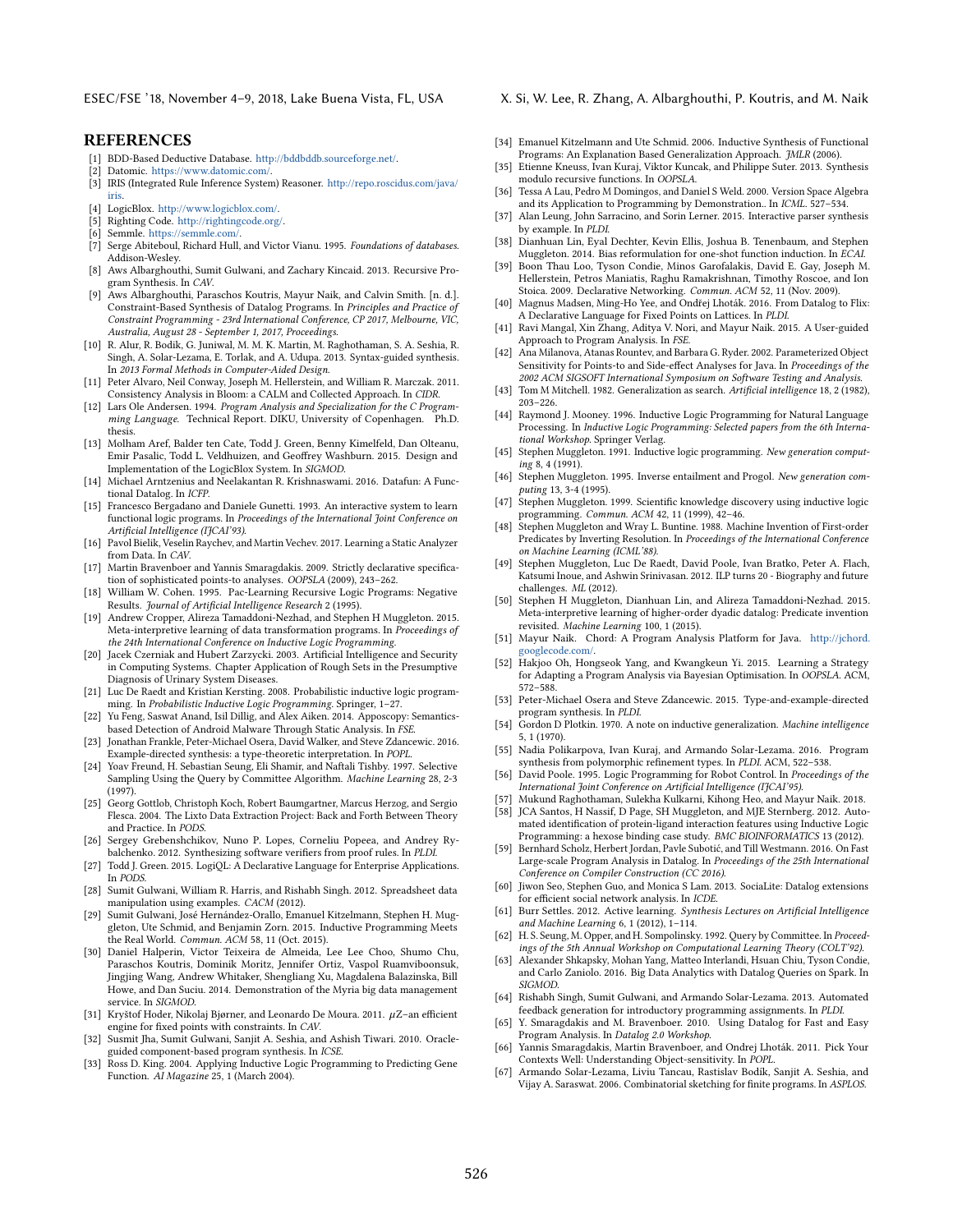## REFERENCES

[1] BDD-Based Deductive Database. http://bddbddb.sourceforge.net/.

[2] Datomic. https://www.datomic.com/.

[3] IRIS (Integrated Rule Inference System) Reasoner. http://repo.roscidus.com/java/iris.

[4] LogicBlox. http://www.logicblox.com/.

[5] Righting Code. http://rightingcode.org/.

[6] Semmle. https://semmle.com/.

[7] Serge Abiteboul, Richard Hull, and Victor Vianu. 1995. *Foundations of databases*. Addison-Wesley.

[8] Aws Albarghouthi, Sumit Gulwani, and Zachary Kincaid. 2013. Recursive Program Synthesis. In *CAV*.

[9] Aws Albarghouthi, Paraschos Koutris, Mayur Naik, and Calvin Smith. [n. d.]. Constraint-Based Synthesis of Datalog Programs. In *Principles and Practice of Constraint Programming - 23rd International Conference, CP 2017, Melbourne, VIC, Australia, August 28 - September 1, 2017, Proceedings*.

[10] R. Alur, R. Bodik, G. Juniwal, M. M. K. Martin, M. Raghothaman, S. A. Seshia, R. Singh, A. Solar-Lezama, E. Torlak, and A. Udupa. 2013. Syntax-guided synthesis. In *2013 Formal Methods in Computer-Aided Design*.

[11] Peter Alvaro, Neil Conway, Joseph M. Hellerstein, and William R. Marczak. 2011. Consistency Analysis in Bloom: a CALM and Collected Approach. In *CIDR*.

[12] Lars Ole Andersen. 1994. *Program Analysis and Specialization for the C Programming Language*. Technical Report. DIKU, University of Copenhagen. Ph.D. thesis.

[13] Molham Aref, Balder ten Cate, Todd J. Green, Benny Kimelfeld, Dan Olteanu, Emir Pasalic, Todd L. Veldhuizen, and Geoffrey Washburn. 2015. Design and Implementation of the LogicBlox System. In *SIGMOD*.

[14] Michael Arntzenius and Neelakantan R. Krishnaswami. 2016. Datafun: A Functional Datalog. In *ICFP*.

[15] Francesco Bergadano and Daniele Gunetti. 1993. An interactive system to learn functional logic programs. In *Proceedings of the International Joint Conference on Artificial Intelligence (IJCAI'93)*.

[16] Pavol Bielik, Veselin Raychev, and Martin Vechev. 2017. Learning a Static Analyzer from Data. In *CAV*.

[17] Martin Bravenboer and Yannis Smaragdakis. 2009. Strictly declarative specification of sophisticated points-to analyses. *OOPSLA* (2009), 243–262.

[18] William W. Cohen. 1995. Pac-Learning Recursive Logic Programs: Negative Results. *Journal of Artificial Intelligence Research* 2 (1995).

[19] Andrew Cropper, Alireza Tamaddoni-Nezhad, and Stephen H Muggleton. 2015. Meta-interpretive learning of data transformation programs. In *Proceedings of the 24th International Conference on Inductive Logic Programming*.

[20] Jacek Czerniak and Hubert Zarzycki. 2003. Artificial Intelligence and Security in Computing Systems. Chapter Application of Rough Sets in the Presumptive Diagnosis of Urinary System Diseases.

[21] Luc De Raedt and Kristian Kersting. 2008. Probabilistic inductive logic programming. In *Probabilistic Inductive Logic Programming*. Springer, 1–27.

[22] Yu Feng, Saswat Anand, Isil Dillig, and Alex Aiken. 2014. Apposcopy: Semantics-based Detection of Android Malware Through Static Analysis. In *FSE*.

[23] Jonathan Frankle, Peter-Michael Osera, David Walker, and Steve Zdancewic. 2016. Example-directed synthesis: a type-theoretic interpretation. In *POPL*.

[24] Yoav Freund, H. Sebastian Seung, Eli Shamir, and Naftali Tishby. 1997. Selective Sampling Using the Query by Committee Algorithm. *Machine Learning* 28, 2-3 (1997).

[25] Georg Gottlob, Christoph Koch, Robert Baumgartner, Marcus Herzog, and Sergio Flesca. 2004. The Lixto Data Extraction Project: Back and Forth Between Theory and Practice. In *PODS*.

[26] Sergey Grebenshchikov, Nuno P. Lopes, Corneliu Popeea, and Andrey Rybalchenko. 2012. Synthesizing software verifiers from proof rules. In *PLDI*.

[27] Todd J. Green. 2015. LogiQL: A Declarative Language for Enterprise Applications. In *PODS*.

[28] Sumit Gulwani, William R. Harris, and Rishabh Singh. 2012. Spreadsheet data manipulation using examples. *CACM* (2012).

[29] Sumit Gulwani, José Hernández-Orallo, Emanuel Kitzelmann, Stephen H. Muggleton, Ute Schmid, and Benjamin Zorn. 2015. Inductive Programming Meets the Real World. *Commun. ACM* 58, 11 (Oct. 2015).

[30] Daniel Halperin, Victor Teixeira de Almeida, Lee Lee Choo, Shumo Chu, Paraschos Koutris, Dominik Moritz, Jennifer Ortiz, Vaspol Ruamviboonsuk, Jingjing Wang, Andrew Whitaker, Shengliang Xu, Magdalena Balazinska, Bill Howe, and Dan Suciu. 2014. Demonstration of the Myria big data management service. In *SIGMOD*.

[31] Kryštof Hoder, Nikolaj Bjørner, and Leonardo De Moura. 2011. $\mu$Z–an efficient engine for fixed points with constraints. In *CAV*.

[32] Susmit Jha, Sumit Gulwani, Sanjit A. Seshia, and Ashish Tiwari. 2010. Oracle-guided component-based program synthesis. In *ICSE*.

[33] Ross D. King. 2004. Applying Inductive Logic Programming to Predicting Gene Function. *AI Magazine* 25, 1 (March 2004).

[34] Emanuel Kitzelmann and Ute Schmid. 2006. Inductive Synthesis of Functional Programs: An Explanation Based Generalization Approach. *JMLR* (2006).

[35] Etienne Kneuss, Ivan Kuraj, Viktor Kuncak, and Philippe Suter. 2013. Synthesis modulo recursive functions. In *OOPSLA*.

[36] Tessa A Lau, Pedro M Domingos, and Daniel S Weld. 2000. Version Space Algebra and its Application to Programming by Demonstration.. In *ICML*. 527–534.

[37] Alan Leung, John Sarracino, and Sorin Lerner. 2015. Interactive parser synthesis by example. In *PLDI*.

[38] Dianhuan Lin, Eyal Dechter, Kevin Ellis, Joshua B. Tenenbaum, and Stephen Muggleton. 2014. Bias reformulation for one-shot function induction. In *ECAI*.

[39] Boon Thau Loo, Tyson Condie, Minos Garofalakis, David E. Gay, Joseph M. Hellerstein, Petros Maniatis, Raghu Ramakrishnan, Timothy Roscoe, and Ion Stoica. 2009. Declarative Networking. *Commun. ACM* 52, 11 (Nov. 2009).

[40] Magnus Madsen, Ming-Ho Yee, and Ondřej Lhoták. 2016. From Datalog to Flix: A Declarative Language for Fixed Points on Lattices. In *PLDI*.

[41] Ravi Mangal, Xin Zhang, Aditya V. Nori, and Mayur Naik. 2015. A User-guided Approach to Program Analysis. In *FSE*.

[42] Ana Milanova, Atanas Rountev, and Barbara G. Ryder. 2002. Parameterized Object Sensitivity for Points-to and Side-effect Analyses for Java. In *Proceedings of the 2002 ACM SIGSOFT International Symposium on Software Testing and Analysis*.

[43] Tom M Mitchell. 1982. Generalization as search. *Artificial intelligence* 18, 2 (1982), 203–226.

[44] Raymond J. Mooney. 1996. Inductive Logic Programming for Natural Language Processing. In *Inductive Logic Programming: Selected papers from the 6th International Workshop*. Springer Verlag.

[45] Stephen Muggleton. 1991. Inductive logic programming. *New generation computing* 8, 4 (1991).

[46] Stephen Muggleton. 1995. Inverse entailment and Progol. *New generation computing* 13, 3-4 (1995).

[47] Stephen Muggleton. 1999. Scientific knowledge discovery using inductive logic programming. *Commun. ACM* 42, 11 (1999), 42–46.

[48] Stephen Muggleton and Wray L. Buntine. 1988. Machine Invention of First-order Predicates by Inverting Resolution. In *Proceedings of the International Conference on Machine Learning (ICML'88)*.

[49] Stephen Muggleton, Luc De Raedt, David Poole, Ivan Bratko, Peter A. Flach, Katsumi Inoue, and Ashwin Srinivasan. 2012. ILP turns 20 - Biography and future challenges. *ML* (2012).

[50] Stephen H Muggleton, Dianhuan Lin, and Alireza Tamaddoni-Nezhad. 2015. Meta-interpretive learning of higher-order dyadic datalog: Predicate invention revisited. *Machine Learning* 100, 1 (2015).

[51] Mayur Naik. Chord: A Program Analysis Platform for Java. http://jchord.googlecode.com/.

[52] Hakjoo Oh, Hongseok Yang, and Kwangkeun Yi. 2015. Learning a Strategy for Adapting a Program Analysis via Bayesian Optimisation. In *OOPSLA*. ACM, 572–588.

[53] Peter-Michael Osera and Steve Zdancewic. 2015. Type-and-example-directed program synthesis. In *PLDI*.

[54] Gordon D Plotkin. 1970. A note on inductive generalization. *Machine intelligence* 5, 1 (1970).

[55] Nadia Polikarpova, Ivan Kuraj, and Armando Solar-Lezama. 2016. Program synthesis from polymorphic refinement types. In *PLDI*. ACM, 522–538.

[56] David Poole. 1995. Logic Programming for Robot Control. In *Proceedings of the International Joint Conference on Artificial Intelligence (IJCAI'95)*.

[57] Mukund Raghothaman, Sulekha Kulkarni, Kihong Heo, and Mayur Naik. 2018.

[58] JCA Santos, H Nassif, D Page, SH Muggleton, and MJE Sternberg. 2012. Automated identification of protein-ligand interaction features using Inductive Logic Programming: a hexose binding case study. *BMC BIOINFORMATICS* 13 (2012).

[59] Bernhard Scholz, Herbert Jordan, Pavle Subotić, and Till Westmann. 2016. On Fast Large-scale Program Analysis in Datalog. In *Proceedings of the 25th International Conference on Compiler Construction (CC 2016)*.

[60] Jiwon Seo, Stephen Guo, and Monica S Lam. 2013. SociaLite: Datalog extensions for efficient social network analysis. In *ICDE*.

[61] Burr Settles. 2012. Active learning. *Synthesis Lectures on Artificial Intelligence and Machine Learning* 6, 1 (2012), 1–114.

[62] H. S. Seung, M. Opper, and H. Sompolinsky. 1992. Query by Committee. In *Proceedings of the 5th Annual Workshop on Computational Learning Theory (COLT'92)*.

[63] Alexander Shkapsky, Mohan Yang, Matteo Interlandi, Hsuan Chiu, Tyson Condie, and Carlo Zaniolo. 2016. Big Data Analytics with Datalog Queries on Spark. In *SIGMOD*.

[64] Rishabh Singh, Sumit Gulwani, and Armando Solar-Lezama. 2013. Automated feedback generation for introductory programming assignments. In *PLDI*.

[65] Y. Smaragdakis and M. Bravenboer. 2010. Using Datalog for Fast and Easy Program Analysis. In *Datalog 2.0 Workshop*.

[66] Yannis Smaragdakis, Martin Bravenboer, and Ondrej Lhoták. 2011. Pick Your Contexts Well: Understanding Object-sensitivity. In *POPL*.

[67] Armando Solar-Lezama, Liviu Tancau, Rastislav Bodik, Sanjit A. Seshia, and Vijay A. Saraswat. 2006. Combinatorial sketching for finite programs. In *ASPLOS*.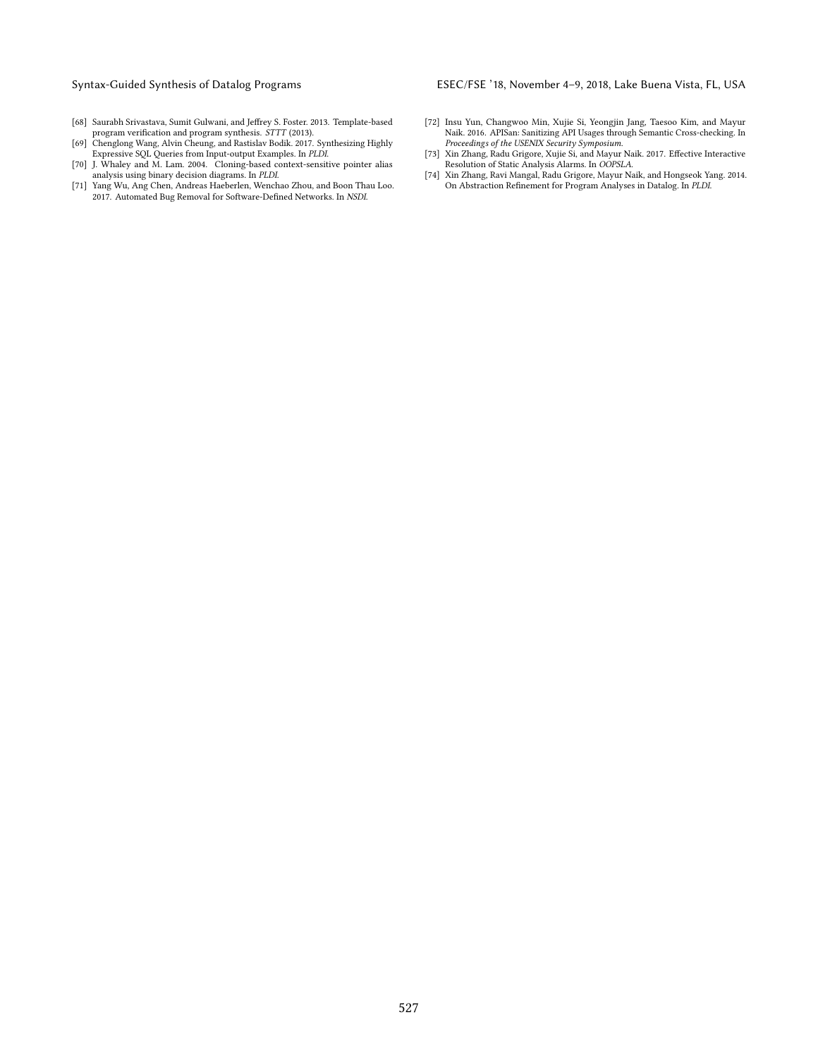[68] Saurabh Srivastava, Sumit Gulwani, and Jeffrey S. Foster. 2013. Template-based program verification and program synthesis. *STTT* (2013).

[69] Chenglong Wang, Alvin Cheung, and Rastislav Bodik. 2017. Synthesizing Highly Expressive SQL Queries from Input-output Examples. In *PLDI*.

[70] J. Whaley and M. Lam. 2004. Cloning-based context-sensitive pointer alias analysis using binary decision diagrams. In *PLDI*.

[71] Yang Wu, Ang Chen, Andreas Haeberlen, Wenchao Zhou, and Boon Thau Loo. 2017. Automated Bug Removal for Software-Defined Networks. In *NSDI*.

[72] Insu Yun, Changwoo Min, Xujie Si, Yeongjin Jang, Taesoo Kim, and Mayur Naik. 2016. APISan: Sanitizing API Usages through Semantic Cross-checking. In *Proceedings of the USENIX Security Symposium*.

[73] Xin Zhang, Radu Grigore, Xujie Si, and Mayur Naik. 2017. Effective Interactive Resolution of Static Analysis Alarms. In *OOPSLA*.

[74] Xin Zhang, Ravi Mangal, Radu Grigore, Mayur Naik, and Hongseok Yang. 2014. On Abstraction Refinement for Program Analyses in Datalog. In *PLDI*.